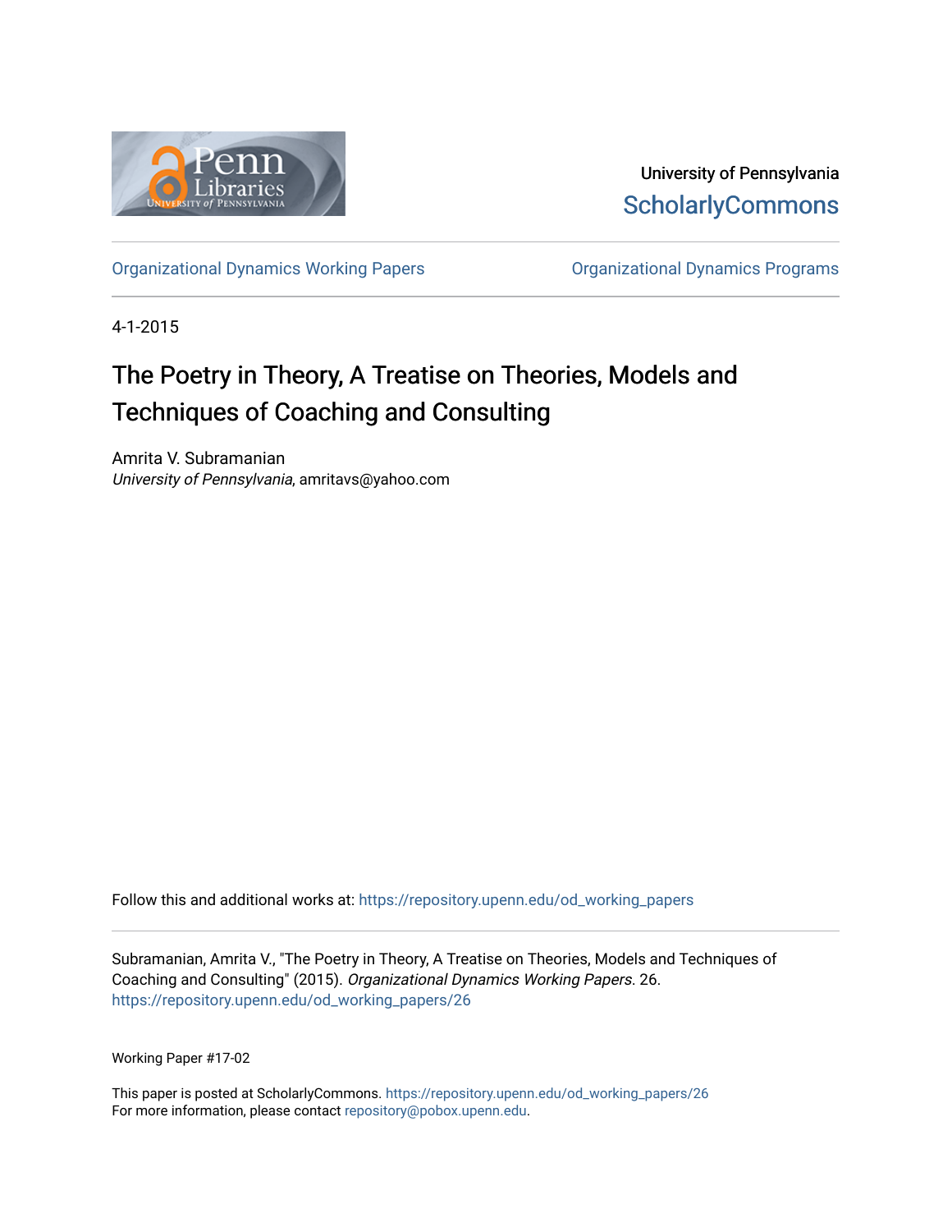University of Pennsylvania
ScholarlyCommons

Organizational Dynamics Working Papers

Organizational Dynamics Programs

4-1-2015

# The Poetry in Theory, A Treatise on Theories, Models and Techniques of Coaching and Consulting

Amrita V. Subramanian
*University of Pennsylvania*, amritavs@yahoo.com

Follow this and additional works at: https://repository.upenn.edu/od_working_papers

Subramanian, Amrita V., "The Poetry in Theory, A Treatise on Theories, Models and Techniques of Coaching and Consulting" (2015). *Organizational Dynamics Working Papers*. 26.
https://repository.upenn.edu/od_working_papers/26

Working Paper #17-02

This paper is posted at ScholarlyCommons. https://repository.upenn.edu/od_working_papers/26
For more information, please contact repository@pobox.upenn.edu.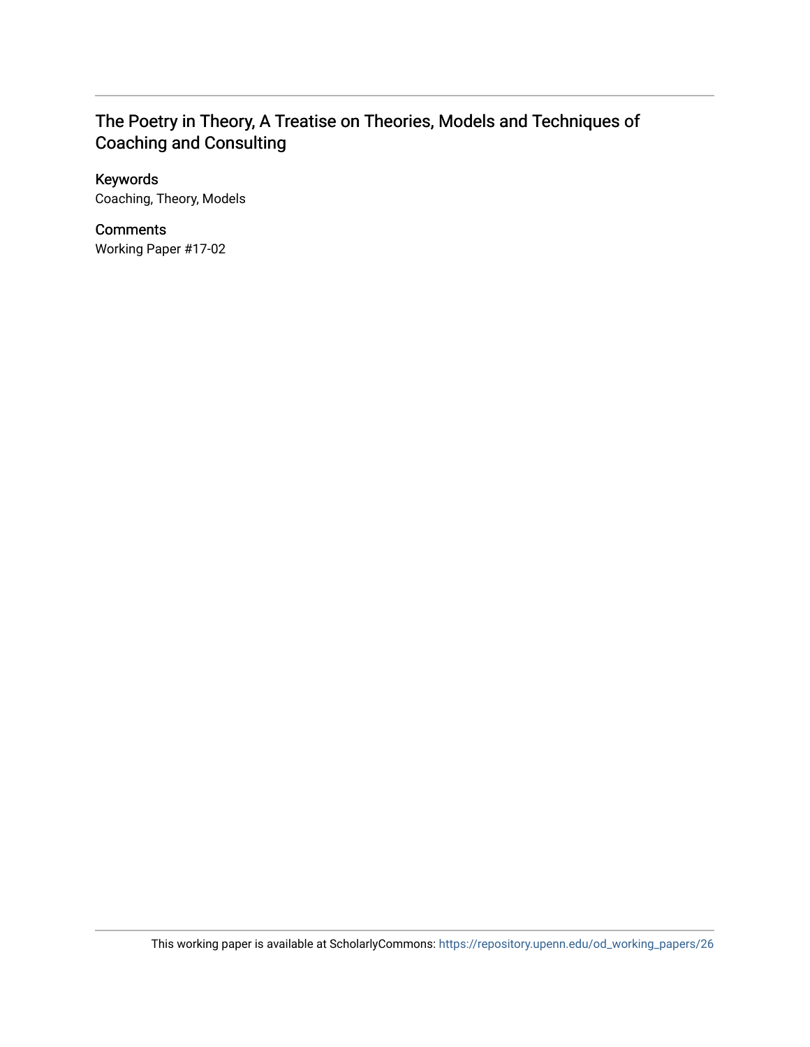## The Poetry in Theory, A Treatise on Theories, Models and Techniques of Coaching and Consulting

### Keywords

Coaching, Theory, Models

### Comments

Working Paper #17-02

This working paper is available at ScholarlyCommons: https://repository.upenn.edu/od_working_papers/26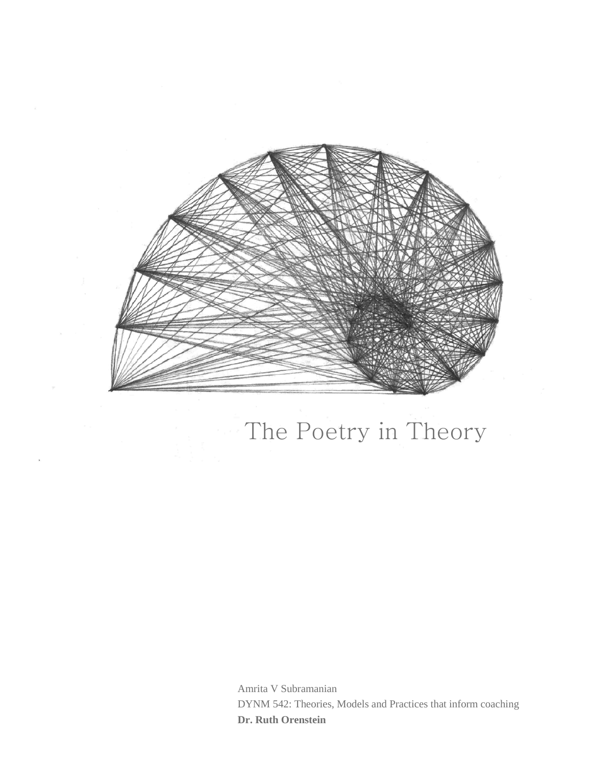# The Poetry in Theory

Amrita V Subramanian

DYNM 542: Theories, Models and Practices that inform coaching

**Dr. Ruth Orenstein**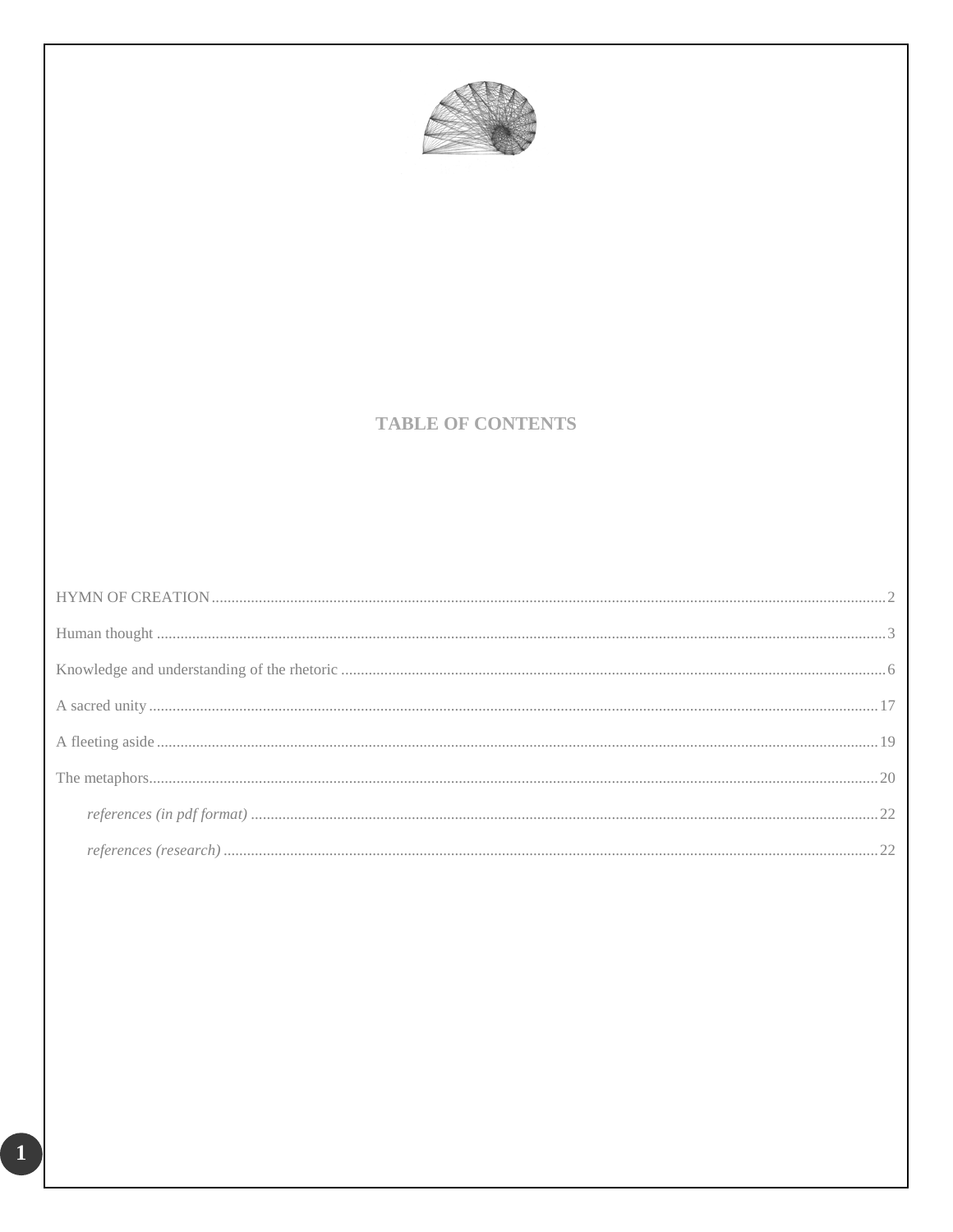# TABLE OF CONTENTS

HYMN OF CREATION .......... 2

Human thought .......... 3

Knowledge and understanding of the rhetoric .......... 6

A sacred unity .......... 17

A fleeting aside .......... 19

The metaphors .......... 20

- *references (in pdf format)* .......... 22
- *references (research)* .......... 22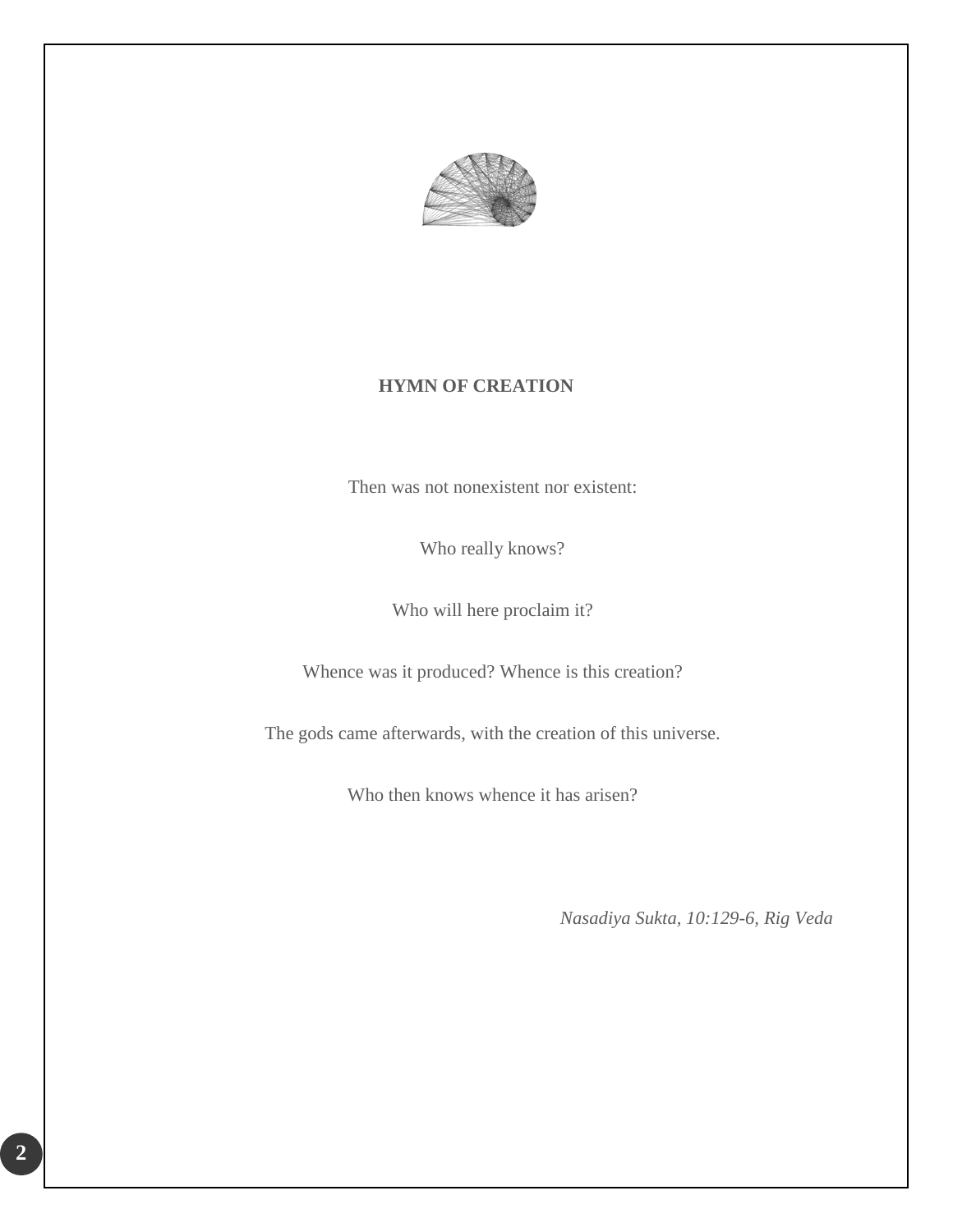**HYMN OF CREATION**

Then was not nonexistent nor existent:

Who really knows?

Who will here proclaim it?

Whence was it produced? Whence is this creation?

The gods came afterwards, with the creation of this universe.

Who then knows whence it has arisen?

*Nasadiya Sukta, 10:129-6, Rig Veda*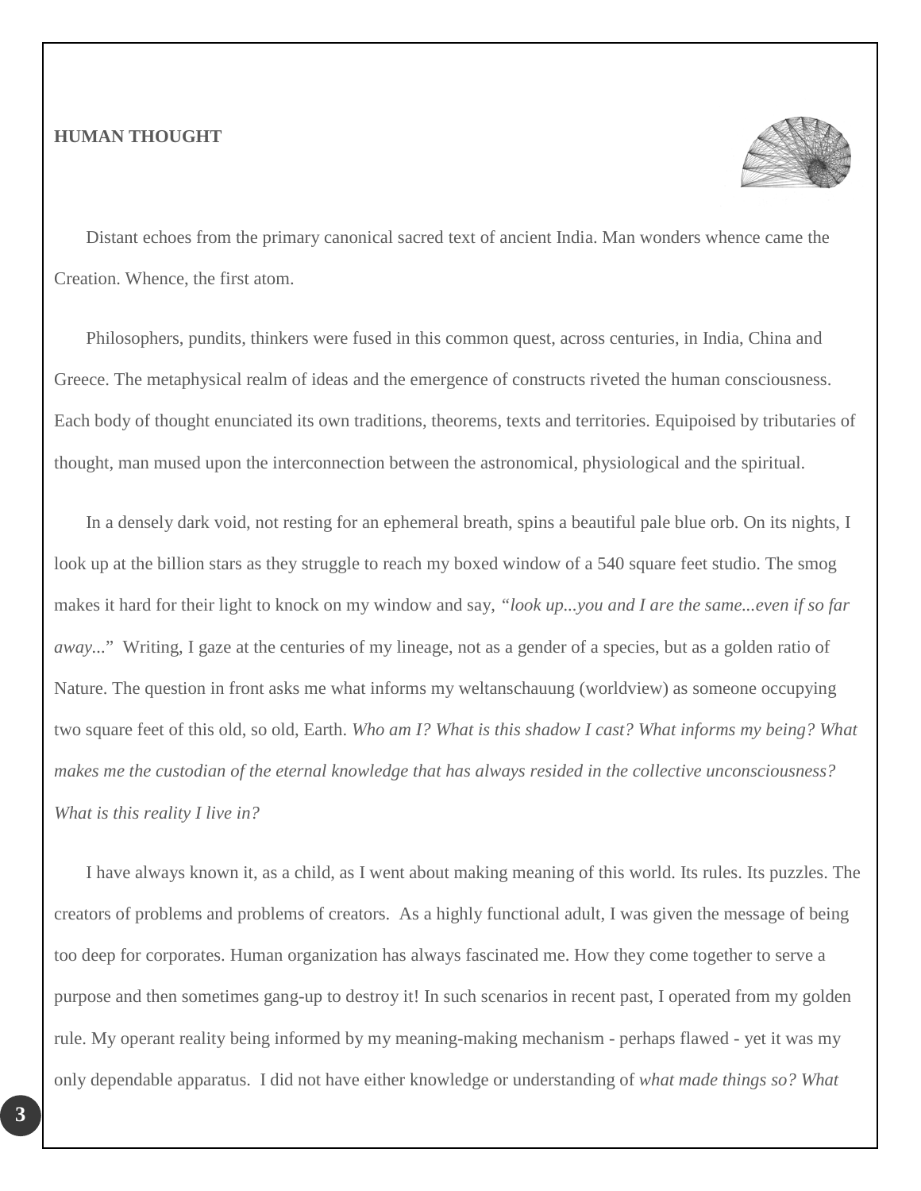**HUMAN THOUGHT**

Distant echoes from the primary canonical sacred text of ancient India. Man wonders whence came the Creation. Whence, the first atom.

Philosophers, pundits, thinkers were fused in this common quest, across centuries, in India, China and Greece. The metaphysical realm of ideas and the emergence of constructs riveted the human consciousness. Each body of thought enunciated its own traditions, theorems, texts and territories. Equipoised by tributaries of thought, man mused upon the interconnection between the astronomical, physiological and the spiritual.

In a densely dark void, not resting for an ephemeral breath, spins a beautiful pale blue orb. On its nights, I look up at the billion stars as they struggle to reach my boxed window of a 540 square feet studio. The smog makes it hard for their light to knock on my window and say, *"look up...you and I are the same...even if so far away..."* Writing, I gaze at the centuries of my lineage, not as a gender of a species, but as a golden ratio of Nature. The question in front asks me what informs my weltanschauung (worldview) as someone occupying two square feet of this old, so old, Earth. *Who am I? What is this shadow I cast? What informs my being? What makes me the custodian of the eternal knowledge that has always resided in the collective unconsciousness? What is this reality I live in?*

I have always known it, as a child, as I went about making meaning of this world. Its rules. Its puzzles. The creators of problems and problems of creators. As a highly functional adult, I was given the message of being too deep for corporates. Human organization has always fascinated me. How they come together to serve a purpose and then sometimes gang-up to destroy it! In such scenarios in recent past, I operated from my golden rule. My operant reality being informed by my meaning-making mechanism - perhaps flawed - yet it was my only dependable apparatus. I did not have either knowledge or understanding of *what made things so? What*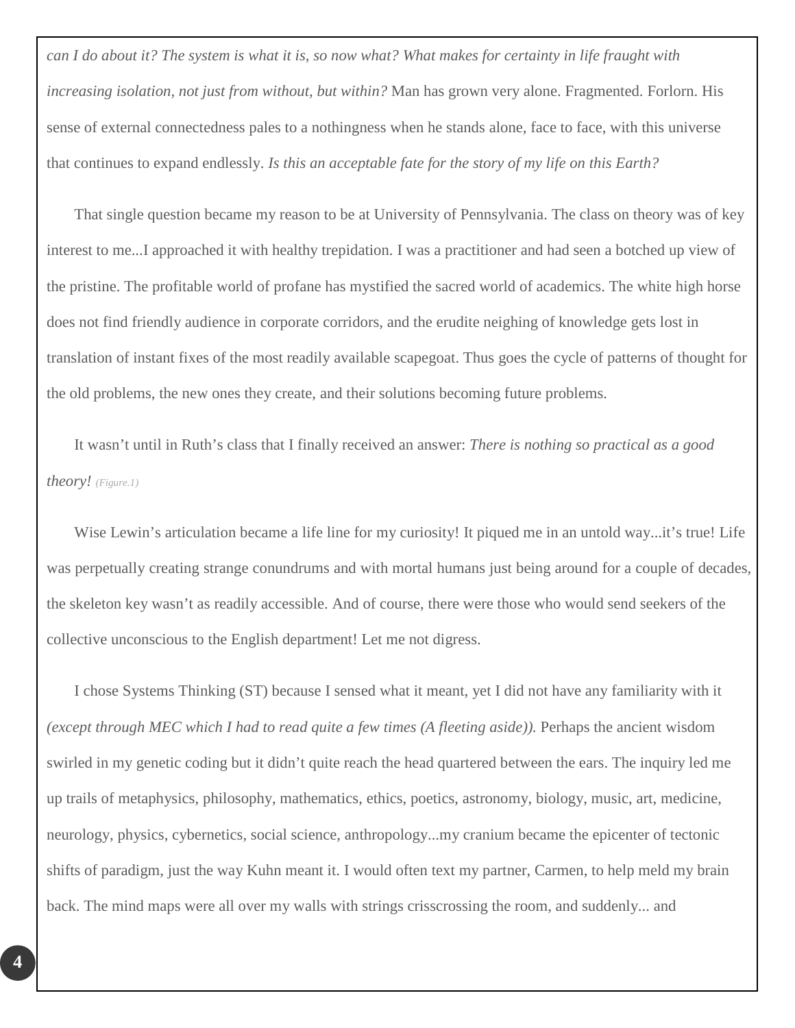*can I do about it? The system is what it is, so now what? What makes for certainty in life fraught with increasing isolation, not just from without, but within?* Man has grown very alone. Fragmented. Forlorn. His sense of external connectedness pales to a nothingness when he stands alone, face to face, with this universe that continues to expand endlessly. *Is this an acceptable fate for the story of my life on this Earth?*

That single question became my reason to be at University of Pennsylvania. The class on theory was of key interest to me...I approached it with healthy trepidation. I was a practitioner and had seen a botched up view of the pristine. The profitable world of profane has mystified the sacred world of academics. The white high horse does not find friendly audience in corporate corridors, and the erudite neighing of knowledge gets lost in translation of instant fixes of the most readily available scapegoat. Thus goes the cycle of patterns of thought for the old problems, the new ones they create, and their solutions becoming future problems.

It wasn't until in Ruth's class that I finally received an answer: *There is nothing so practical as a good theory!* *(Figure.1)*

Wise Lewin's articulation became a life line for my curiosity! It piqued me in an untold way...it's true! Life was perpetually creating strange conundrums and with mortal humans just being around for a couple of decades, the skeleton key wasn't as readily accessible. And of course, there were those who would send seekers of the collective unconscious to the English department! Let me not digress.

I chose Systems Thinking (ST) because I sensed what it meant, yet I did not have any familiarity with it *(except through MEC which I had to read quite a few times (A fleeting aside)).* Perhaps the ancient wisdom swirled in my genetic coding but it didn't quite reach the head quartered between the ears. The inquiry led me up trails of metaphysics, philosophy, mathematics, ethics, poetics, astronomy, biology, music, art, medicine, neurology, physics, cybernetics, social science, anthropology...my cranium became the epicenter of tectonic shifts of paradigm, just the way Kuhn meant it. I would often text my partner, Carmen, to help meld my brain back. The mind maps were all over my walls with strings crisscrossing the room, and suddenly... and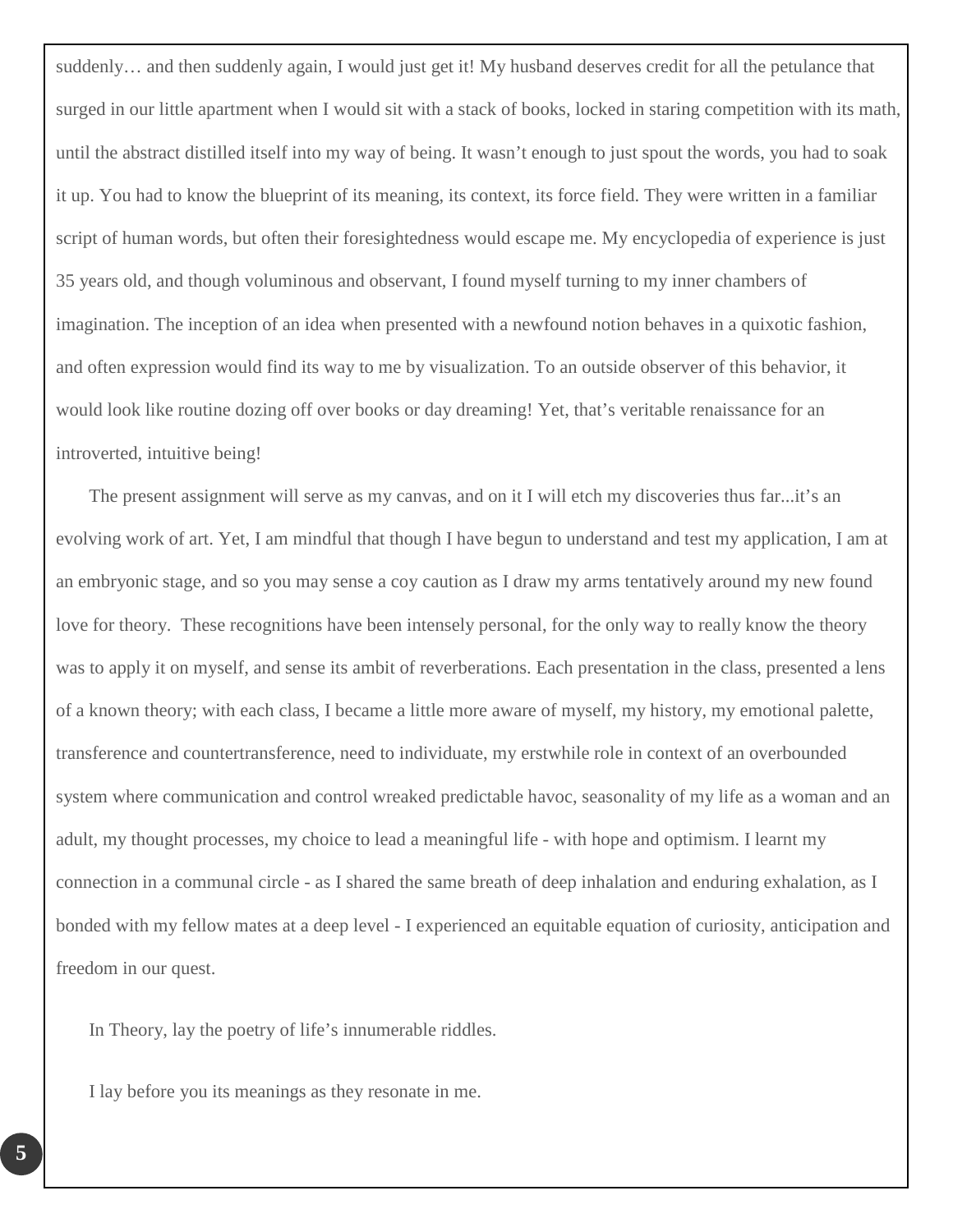suddenly… and then suddenly again, I would just get it! My husband deserves credit for all the petulance that surged in our little apartment when I would sit with a stack of books, locked in staring competition with its math, until the abstract distilled itself into my way of being. It wasn't enough to just spout the words, you had to soak it up. You had to know the blueprint of its meaning, its context, its force field. They were written in a familiar script of human words, but often their foresightedness would escape me. My encyclopedia of experience is just 35 years old, and though voluminous and observant, I found myself turning to my inner chambers of imagination. The inception of an idea when presented with a newfound notion behaves in a quixotic fashion, and often expression would find its way to me by visualization. To an outside observer of this behavior, it would look like routine dozing off over books or day dreaming! Yet, that's veritable renaissance for an introverted, intuitive being!

The present assignment will serve as my canvas, and on it I will etch my discoveries thus far...it's an evolving work of art. Yet, I am mindful that though I have begun to understand and test my application, I am at an embryonic stage, and so you may sense a coy caution as I draw my arms tentatively around my new found love for theory. These recognitions have been intensely personal, for the only way to really know the theory was to apply it on myself, and sense its ambit of reverberations. Each presentation in the class, presented a lens of a known theory; with each class, I became a little more aware of myself, my history, my emotional palette, transference and countertransference, need to individuate, my erstwhile role in context of an overbounded system where communication and control wreaked predictable havoc, seasonality of my life as a woman and an adult, my thought processes, my choice to lead a meaningful life - with hope and optimism. I learnt my connection in a communal circle - as I shared the same breath of deep inhalation and enduring exhalation, as I bonded with my fellow mates at a deep level - I experienced an equitable equation of curiosity, anticipation and freedom in our quest.

In Theory, lay the poetry of life's innumerable riddles.

I lay before you its meanings as they resonate in me.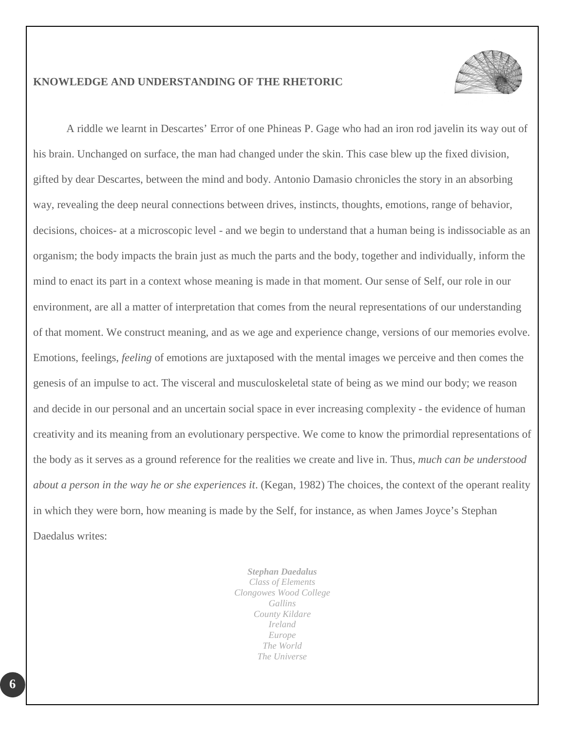## KNOWLEDGE AND UNDERSTANDING OF THE RHETORIC

A riddle we learnt in Descartes' Error of one Phineas P. Gage who had an iron rod javelin its way out of his brain. Unchanged on surface, the man had changed under the skin. This case blew up the fixed division, gifted by dear Descartes, between the mind and body. Antonio Damasio chronicles the story in an absorbing way, revealing the deep neural connections between drives, instincts, thoughts, emotions, range of behavior, decisions, choices- at a microscopic level - and we begin to understand that a human being is indissociable as an organism; the body impacts the brain just as much the parts and the body, together and individually, inform the mind to enact its part in a context whose meaning is made in that moment. Our sense of Self, our role in our environment, are all a matter of interpretation that comes from the neural representations of our understanding of that moment. We construct meaning, and as we age and experience change, versions of our memories evolve. Emotions, feelings, *feeling* of emotions are juxtaposed with the mental images we perceive and then comes the genesis of an impulse to act. The visceral and musculoskeletal state of being as we mind our body; we reason and decide in our personal and an uncertain social space in ever increasing complexity - the evidence of human creativity and its meaning from an evolutionary perspective. We come to know the primordial representations of the body as it serves as a ground reference for the realities we create and live in. Thus, *much can be understood about a person in the way he or she experiences it*. (Kegan, 1982) The choices, the context of the operant reality in which they were born, how meaning is made by the Self, for instance, as when James Joyce's Stephan Daedalus writes:

***Stephan Daedalus***
*Class of Elements*
*Clongowes Wood College*
*Gallins*
*County Kildare*
*Ireland*
*Europe*
*The World*
*The Universe*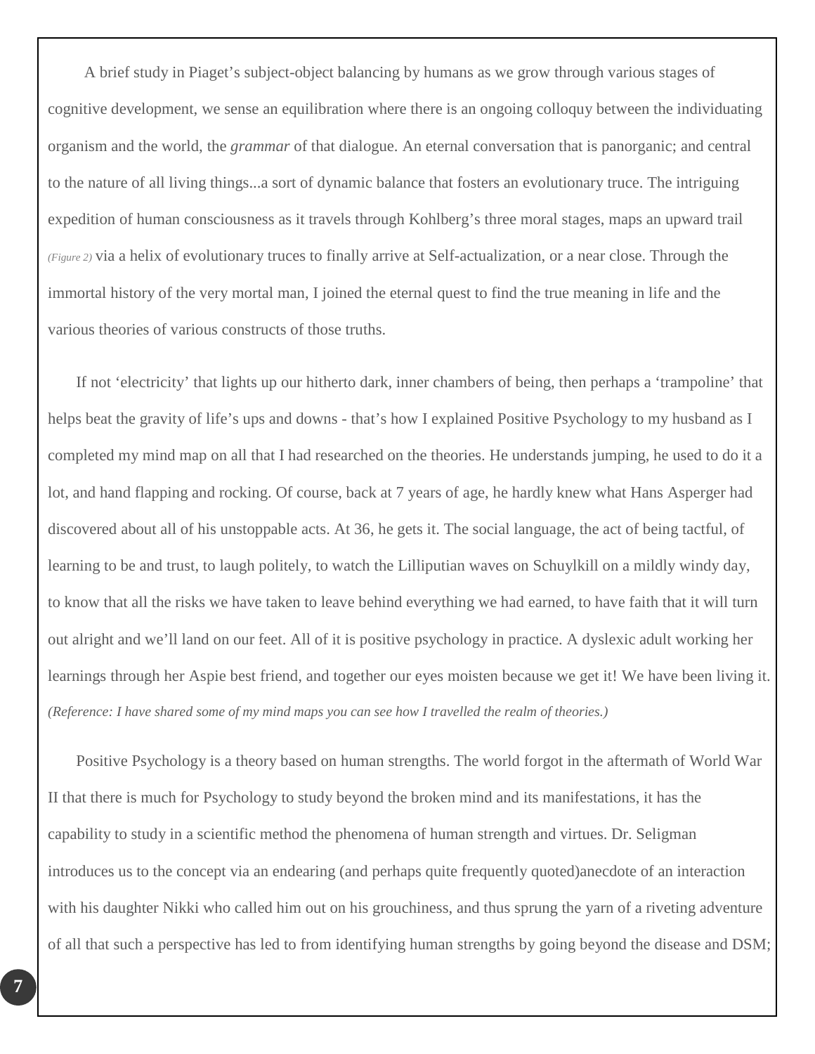A brief study in Piaget's subject-object balancing by humans as we grow through various stages of cognitive development, we sense an equilibration where there is an ongoing colloquy between the individuating organism and the world, the *grammar* of that dialogue. An eternal conversation that is panorganic; and central to the nature of all living things...a sort of dynamic balance that fosters an evolutionary truce. The intriguing expedition of human consciousness as it travels through Kohlberg's three moral stages, maps an upward trail *(Figure 2)* via a helix of evolutionary truces to finally arrive at Self-actualization, or a near close. Through the immortal history of the very mortal man, I joined the eternal quest to find the true meaning in life and the various theories of various constructs of those truths.

If not 'electricity' that lights up our hitherto dark, inner chambers of being, then perhaps a 'trampoline' that helps beat the gravity of life's ups and downs - that's how I explained Positive Psychology to my husband as I completed my mind map on all that I had researched on the theories. He understands jumping, he used to do it a lot, and hand flapping and rocking. Of course, back at 7 years of age, he hardly knew what Hans Asperger had discovered about all of his unstoppable acts. At 36, he gets it. The social language, the act of being tactful, of learning to be and trust, to laugh politely, to watch the Lilliputian waves on Schuylkill on a mildly windy day, to know that all the risks we have taken to leave behind everything we had earned, to have faith that it will turn out alright and we'll land on our feet. All of it is positive psychology in practice. A dyslexic adult working her learnings through her Aspie best friend, and together our eyes moisten because we get it! We have been living it. *(Reference: I have shared some of my mind maps you can see how I travelled the realm of theories.)*

Positive Psychology is a theory based on human strengths. The world forgot in the aftermath of World War II that there is much for Psychology to study beyond the broken mind and its manifestations, it has the capability to study in a scientific method the phenomena of human strength and virtues. Dr. Seligman introduces us to the concept via an endearing (and perhaps quite frequently quoted)anecdote of an interaction with his daughter Nikki who called him out on his grouchiness, and thus sprung the yarn of a riveting adventure of all that such a perspective has led to from identifying human strengths by going beyond the disease and DSM;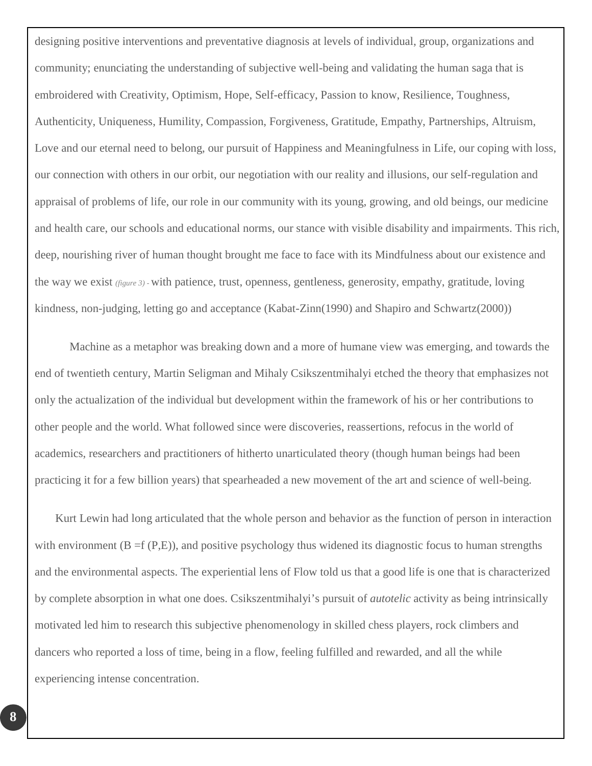designing positive interventions and preventative diagnosis at levels of individual, group, organizations and community; enunciating the understanding of subjective well-being and validating the human saga that is embroidered with Creativity, Optimism, Hope, Self-efficacy, Passion to know, Resilience, Toughness, Authenticity, Uniqueness, Humility, Compassion, Forgiveness, Gratitude, Empathy, Partnerships, Altruism, Love and our eternal need to belong, our pursuit of Happiness and Meaningfulness in Life, our coping with loss, our connection with others in our orbit, our negotiation with our reality and illusions, our self-regulation and appraisal of problems of life, our role in our community with its young, growing, and old beings, our medicine and health care, our schools and educational norms, our stance with visible disability and impairments. This rich, deep, nourishing river of human thought brought me face to face with its Mindfulness about our existence and the way we exist *(figure 3)* - with patience, trust, openness, gentleness, generosity, empathy, gratitude, loving kindness, non-judging, letting go and acceptance (Kabat-Zinn(1990) and Shapiro and Schwartz(2000))

Machine as a metaphor was breaking down and a more of humane view was emerging, and towards the end of twentieth century, Martin Seligman and Mihaly Csikszentmihalyi etched the theory that emphasizes not only the actualization of the individual but development within the framework of his or her contributions to other people and the world. What followed since were discoveries, reassertions, refocus in the world of academics, researchers and practitioners of hitherto unarticulated theory (though human beings had been practicing it for a few billion years) that spearheaded a new movement of the art and science of well-being.

Kurt Lewin had long articulated that the whole person and behavior as the function of person in interaction with environment ($B = f(P,E)$), and positive psychology thus widened its diagnostic focus to human strengths and the environmental aspects. The experiential lens of Flow told us that a good life is one that is characterized by complete absorption in what one does. Csikszentmihalyi's pursuit of *autotelic* activity as being intrinsically motivated led him to research this subjective phenomenology in skilled chess players, rock climbers and dancers who reported a loss of time, being in a flow, feeling fulfilled and rewarded, and all the while experiencing intense concentration.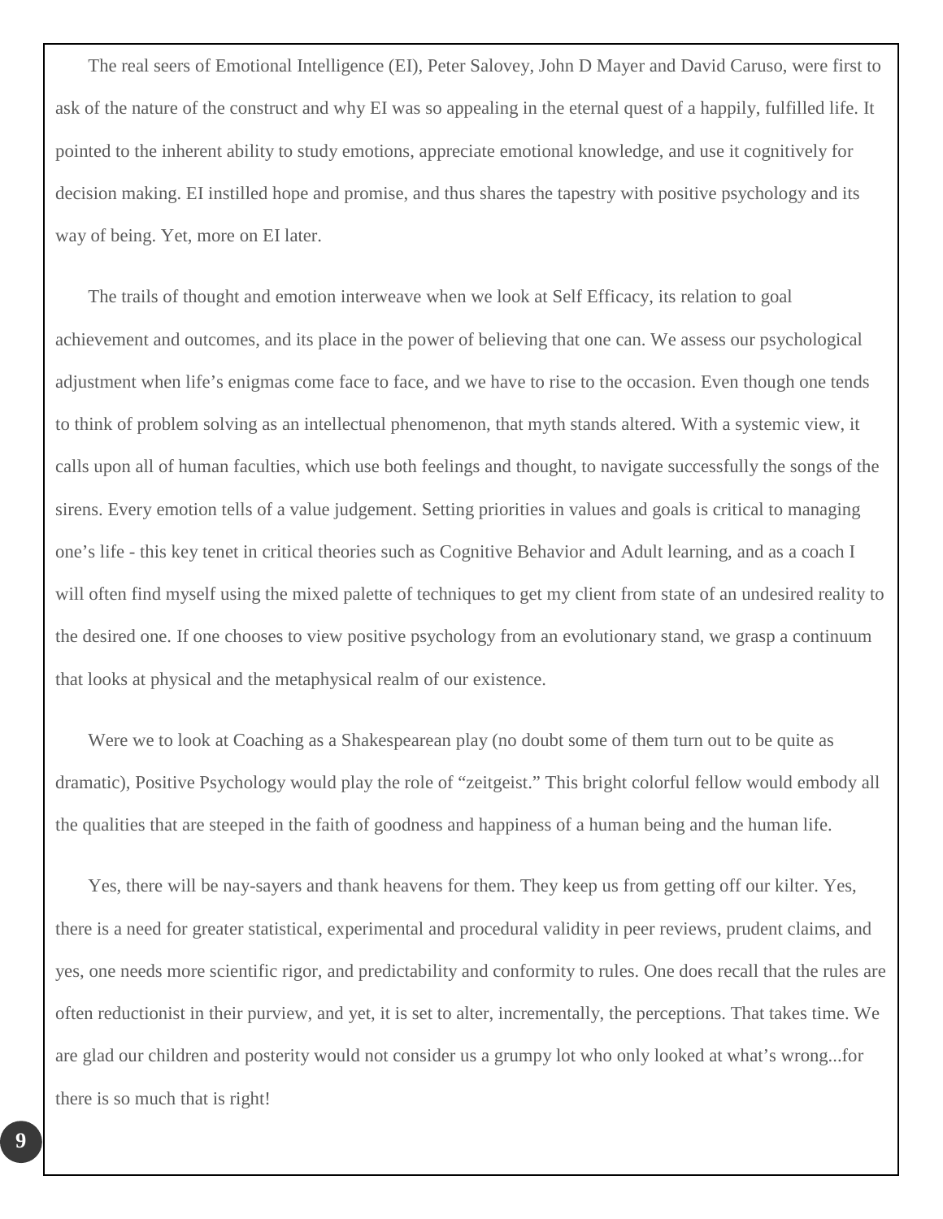The real seers of Emotional Intelligence (EI), Peter Salovey, John D Mayer and David Caruso, were first to ask of the nature of the construct and why EI was so appealing in the eternal quest of a happily, fulfilled life. It pointed to the inherent ability to study emotions, appreciate emotional knowledge, and use it cognitively for decision making. EI instilled hope and promise, and thus shares the tapestry with positive psychology and its way of being. Yet, more on EI later.

The trails of thought and emotion interweave when we look at Self Efficacy, its relation to goal achievement and outcomes, and its place in the power of believing that one can. We assess our psychological adjustment when life's enigmas come face to face, and we have to rise to the occasion. Even though one tends to think of problem solving as an intellectual phenomenon, that myth stands altered. With a systemic view, it calls upon all of human faculties, which use both feelings and thought, to navigate successfully the songs of the sirens. Every emotion tells of a value judgement. Setting priorities in values and goals is critical to managing one's life - this key tenet in critical theories such as Cognitive Behavior and Adult learning, and as a coach I will often find myself using the mixed palette of techniques to get my client from state of an undesired reality to the desired one. If one chooses to view positive psychology from an evolutionary stand, we grasp a continuum that looks at physical and the metaphysical realm of our existence.

Were we to look at Coaching as a Shakespearean play (no doubt some of them turn out to be quite as dramatic), Positive Psychology would play the role of "zeitgeist." This bright colorful fellow would embody all the qualities that are steeped in the faith of goodness and happiness of a human being and the human life.

Yes, there will be nay-sayers and thank heavens for them. They keep us from getting off our kilter. Yes, there is a need for greater statistical, experimental and procedural validity in peer reviews, prudent claims, and yes, one needs more scientific rigor, and predictability and conformity to rules. One does recall that the rules are often reductionist in their purview, and yet, it is set to alter, incrementally, the perceptions. That takes time. We are glad our children and posterity would not consider us a grumpy lot who only looked at what's wrong...for there is so much that is right!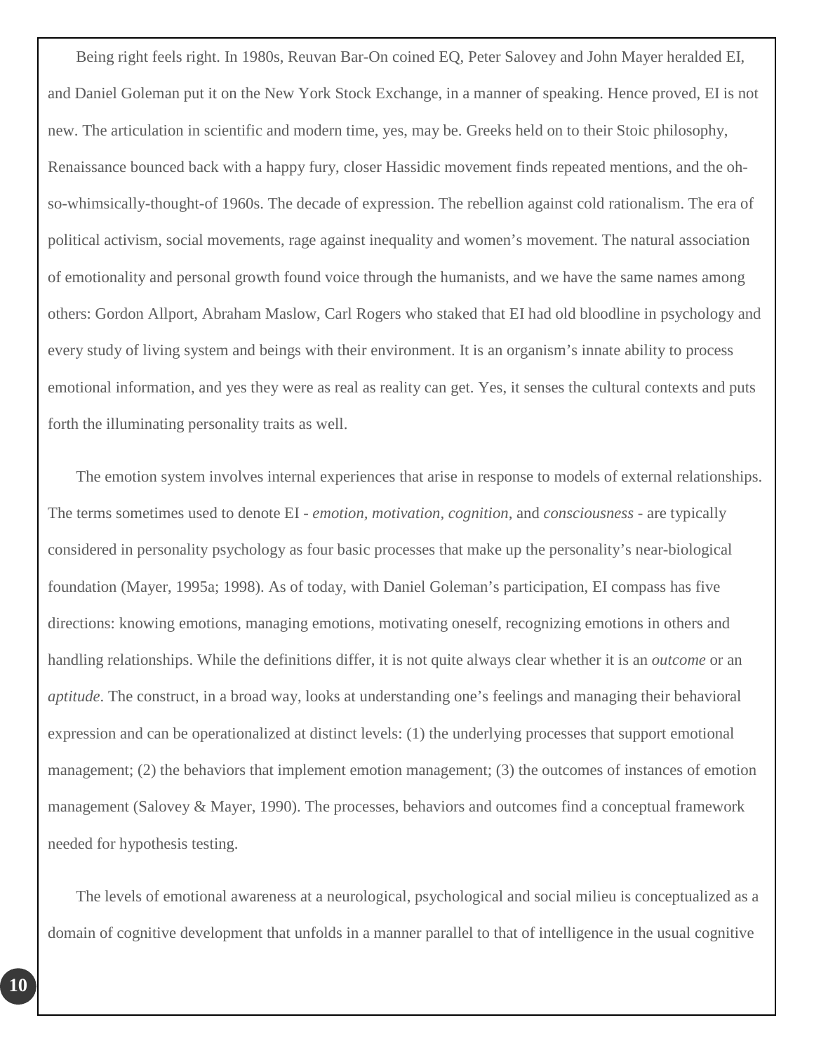Being right feels right. In 1980s, Reuvan Bar-On coined EQ, Peter Salovey and John Mayer heralded EI, and Daniel Goleman put it on the New York Stock Exchange, in a manner of speaking. Hence proved, EI is not new. The articulation in scientific and modern time, yes, may be. Greeks held on to their Stoic philosophy, Renaissance bounced back with a happy fury, closer Hassidic movement finds repeated mentions, and the oh-so-whimsically-thought-of 1960s. The decade of expression. The rebellion against cold rationalism. The era of political activism, social movements, rage against inequality and women's movement. The natural association of emotionality and personal growth found voice through the humanists, and we have the same names among others: Gordon Allport, Abraham Maslow, Carl Rogers who staked that EI had old bloodline in psychology and every study of living system and beings with their environment. It is an organism's innate ability to process emotional information, and yes they were as real as reality can get. Yes, it senses the cultural contexts and puts forth the illuminating personality traits as well.

The emotion system involves internal experiences that arise in response to models of external relationships. The terms sometimes used to denote EI - *emotion, motivation, cognition,* and *consciousness* - are typically considered in personality psychology as four basic processes that make up the personality's near-biological foundation (Mayer, 1995a; 1998). As of today, with Daniel Goleman's participation, EI compass has five directions: knowing emotions, managing emotions, motivating oneself, recognizing emotions in others and handling relationships. While the definitions differ, it is not quite always clear whether it is an *outcome* or an *aptitude*. The construct, in a broad way, looks at understanding one's feelings and managing their behavioral expression and can be operationalized at distinct levels: (1) the underlying processes that support emotional management; (2) the behaviors that implement emotion management; (3) the outcomes of instances of emotion management (Salovey & Mayer, 1990). The processes, behaviors and outcomes find a conceptual framework needed for hypothesis testing.

The levels of emotional awareness at a neurological, psychological and social milieu is conceptualized as a domain of cognitive development that unfolds in a manner parallel to that of intelligence in the usual cognitive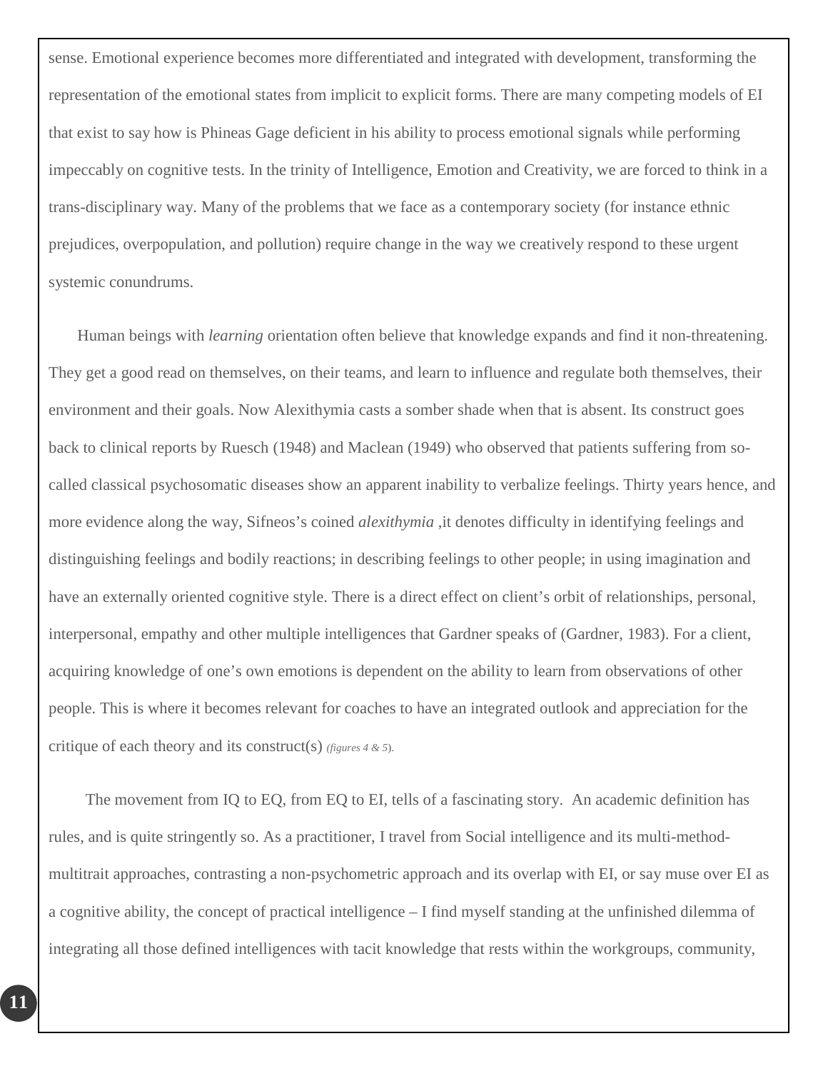sense. Emotional experience becomes more differentiated and integrated with development, transforming the representation of the emotional states from implicit to explicit forms. There are many competing models of EI that exist to say how is Phineas Gage deficient in his ability to process emotional signals while performing impeccably on cognitive tests. In the trinity of Intelligence, Emotion and Creativity, we are forced to think in a trans-disciplinary way. Many of the problems that we face as a contemporary society (for instance ethnic prejudices, overpopulation, and pollution) require change in the way we creatively respond to these urgent systemic conundrums.

Human beings with *learning* orientation often believe that knowledge expands and find it non-threatening. They get a good read on themselves, on their teams, and learn to influence and regulate both themselves, their environment and their goals. Now Alexithymia casts a somber shade when that is absent. Its construct goes back to clinical reports by Ruesch (1948) and Maclean (1949) who observed that patients suffering from so-called classical psychosomatic diseases show an apparent inability to verbalize feelings. Thirty years hence, and more evidence along the way, Sifneos's coined *alexithymia* ,it denotes difficulty in identifying feelings and distinguishing feelings and bodily reactions; in describing feelings to other people; in using imagination and have an externally oriented cognitive style. There is a direct effect on client's orbit of relationships, personal, interpersonal, empathy and other multiple intelligences that Gardner speaks of (Gardner, 1983). For a client, acquiring knowledge of one's own emotions is dependent on the ability to learn from observations of other people. This is where it becomes relevant for coaches to have an integrated outlook and appreciation for the critique of each theory and its construct(s) *(figures 4 & 5)*.

The movement from IQ to EQ, from EQ to EI, tells of a fascinating story. An academic definition has rules, and is quite stringently so. As a practitioner, I travel from Social intelligence and its multi-method-multitrait approaches, contrasting a non-psychometric approach and its overlap with EI, or say muse over EI as a cognitive ability, the concept of practical intelligence – I find myself standing at the unfinished dilemma of integrating all those defined intelligences with tacit knowledge that rests within the workgroups, community,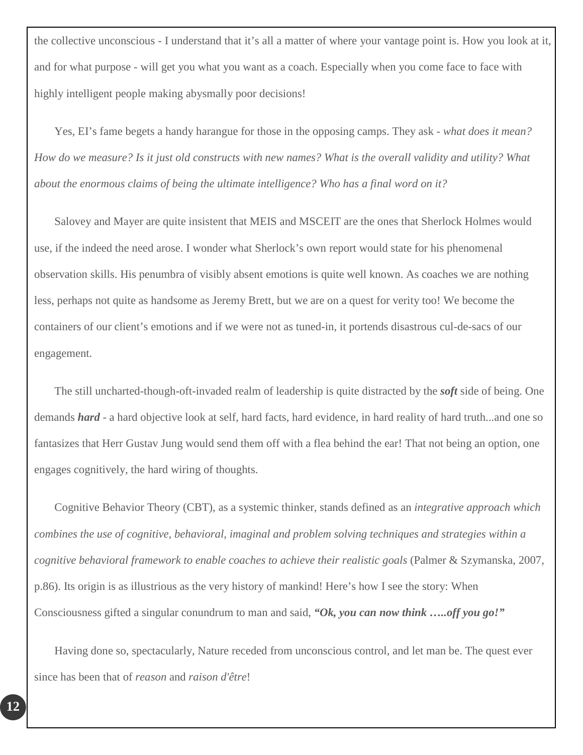the collective unconscious - I understand that it's all a matter of where your vantage point is. How you look at it, and for what purpose - will get you what you want as a coach. Especially when you come face to face with highly intelligent people making abysmally poor decisions!

Yes, EI's fame begets a handy harangue for those in the opposing camps. They ask - *what does it mean? How do we measure? Is it just old constructs with new names? What is the overall validity and utility? What about the enormous claims of being the ultimate intelligence? Who has a final word on it?*

Salovey and Mayer are quite insistent that MEIS and MSCEIT are the ones that Sherlock Holmes would use, if the indeed the need arose. I wonder what Sherlock's own report would state for his phenomenal observation skills. His penumbra of visibly absent emotions is quite well known. As coaches we are nothing less, perhaps not quite as handsome as Jeremy Brett, but we are on a quest for verity too! We become the containers of our client's emotions and if we were not as tuned-in, it portends disastrous cul-de-sacs of our engagement.

The still uncharted-though-oft-invaded realm of leadership is quite distracted by the ***soft*** side of being. One demands ***hard*** - a hard objective look at self, hard facts, hard evidence, in hard reality of hard truth...and one so fantasizes that Herr Gustav Jung would send them off with a flea behind the ear! That not being an option, one engages cognitively, the hard wiring of thoughts.

Cognitive Behavior Theory (CBT), as a systemic thinker, stands defined as an *integrative approach which combines the use of cognitive, behavioral, imaginal and problem solving techniques and strategies within a cognitive behavioral framework to enable coaches to achieve their realistic goals* (Palmer & Szymanska, 2007, p.86). Its origin is as illustrious as the very history of mankind! Here's how I see the story: When Consciousness gifted a singular conundrum to man and said, ***"Ok, you can now think …..off you go!"***

Having done so, spectacularly, Nature receded from unconscious control, and let man be. The quest ever since has been that of *reason* and *raison d'être*!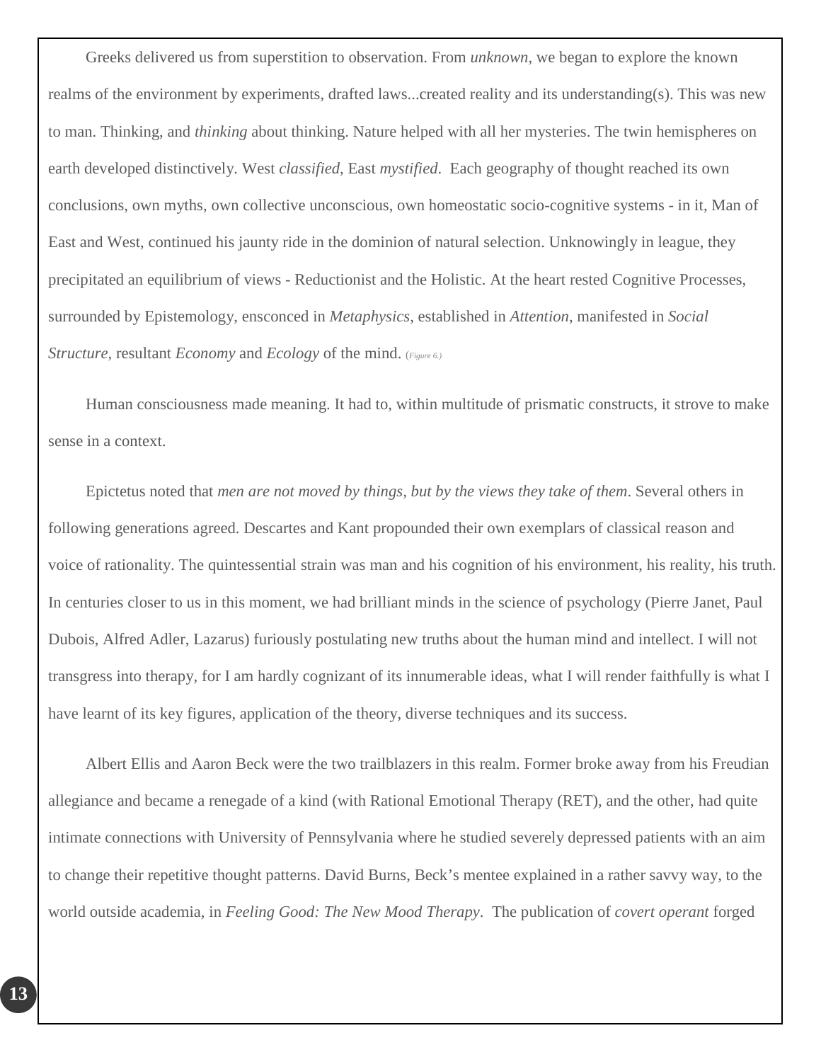Greeks delivered us from superstition to observation. From *unknown*, we began to explore the known realms of the environment by experiments, drafted laws...created reality and its understanding(s). This was new to man. Thinking, and *thinking* about thinking. Nature helped with all her mysteries. The twin hemispheres on earth developed distinctively. West *classified*, East *mystified*. Each geography of thought reached its own conclusions, own myths, own collective unconscious, own homeostatic socio-cognitive systems - in it, Man of East and West, continued his jaunty ride in the dominion of natural selection. Unknowingly in league, they precipitated an equilibrium of views - Reductionist and the Holistic. At the heart rested Cognitive Processes, surrounded by Epistemology, ensconced in *Metaphysics*, established in *Attention*, manifested in *Social Structure*, resultant *Economy* and *Ecology* of the mind. (*Figure 6.*)

Human consciousness made meaning. It had to, within multitude of prismatic constructs, it strove to make sense in a context.

Epictetus noted that *men are not moved by things, but by the views they take of them*. Several others in following generations agreed. Descartes and Kant propounded their own exemplars of classical reason and voice of rationality. The quintessential strain was man and his cognition of his environment, his reality, his truth. In centuries closer to us in this moment, we had brilliant minds in the science of psychology (Pierre Janet, Paul Dubois, Alfred Adler, Lazarus) furiously postulating new truths about the human mind and intellect. I will not transgress into therapy, for I am hardly cognizant of its innumerable ideas, what I will render faithfully is what I have learnt of its key figures, application of the theory, diverse techniques and its success.

Albert Ellis and Aaron Beck were the two trailblazers in this realm. Former broke away from his Freudian allegiance and became a renegade of a kind (with Rational Emotional Therapy (RET), and the other, had quite intimate connections with University of Pennsylvania where he studied severely depressed patients with an aim to change their repetitive thought patterns. David Burns, Beck's mentee explained in a rather savvy way, to the world outside academia, in *Feeling Good: The New Mood Therapy*. The publication of *covert operant* forged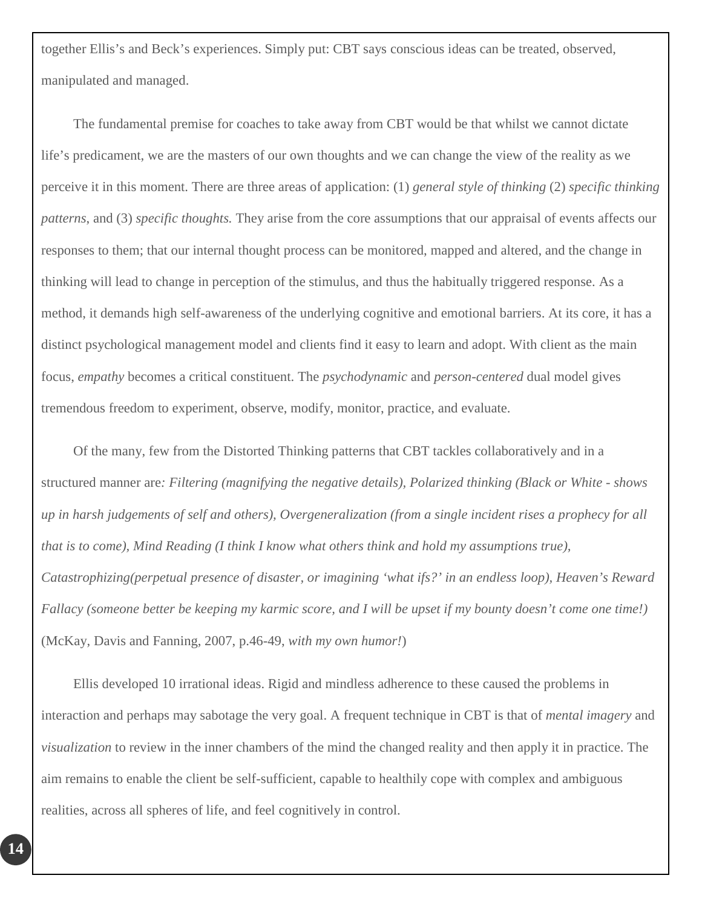together Ellis's and Beck's experiences. Simply put: CBT says conscious ideas can be treated, observed, manipulated and managed.

The fundamental premise for coaches to take away from CBT would be that whilst we cannot dictate life's predicament, we are the masters of our own thoughts and we can change the view of the reality as we perceive it in this moment. There are three areas of application: (1) *general style of thinking* (2) *specific thinking patterns*, and (3) *specific thoughts.* They arise from the core assumptions that our appraisal of events affects our responses to them; that our internal thought process can be monitored, mapped and altered, and the change in thinking will lead to change in perception of the stimulus, and thus the habitually triggered response. As a method, it demands high self-awareness of the underlying cognitive and emotional barriers. At its core, it has a distinct psychological management model and clients find it easy to learn and adopt. With client as the main focus, *empathy* becomes a critical constituent. The *psychodynamic* and *person-centered* dual model gives tremendous freedom to experiment, observe, modify, monitor, practice, and evaluate.

Of the many, few from the Distorted Thinking patterns that CBT tackles collaboratively and in a structured manner are*: Filtering (magnifying the negative details), Polarized thinking (Black or White - shows up in harsh judgements of self and others), Overgeneralization (from a single incident rises a prophecy for all that is to come), Mind Reading (I think I know what others think and hold my assumptions true), Catastrophizing(perpetual presence of disaster, or imagining 'what ifs?' in an endless loop), Heaven's Reward Fallacy (someone better be keeping my karmic score, and I will be upset if my bounty doesn't come one time!)* (McKay, Davis and Fanning, 2007, p.46-49, *with my own humor!*)

Ellis developed 10 irrational ideas. Rigid and mindless adherence to these caused the problems in interaction and perhaps may sabotage the very goal. A frequent technique in CBT is that of *mental imagery* and *visualization* to review in the inner chambers of the mind the changed reality and then apply it in practice. The aim remains to enable the client be self-sufficient, capable to healthily cope with complex and ambiguous realities, across all spheres of life, and feel cognitively in control.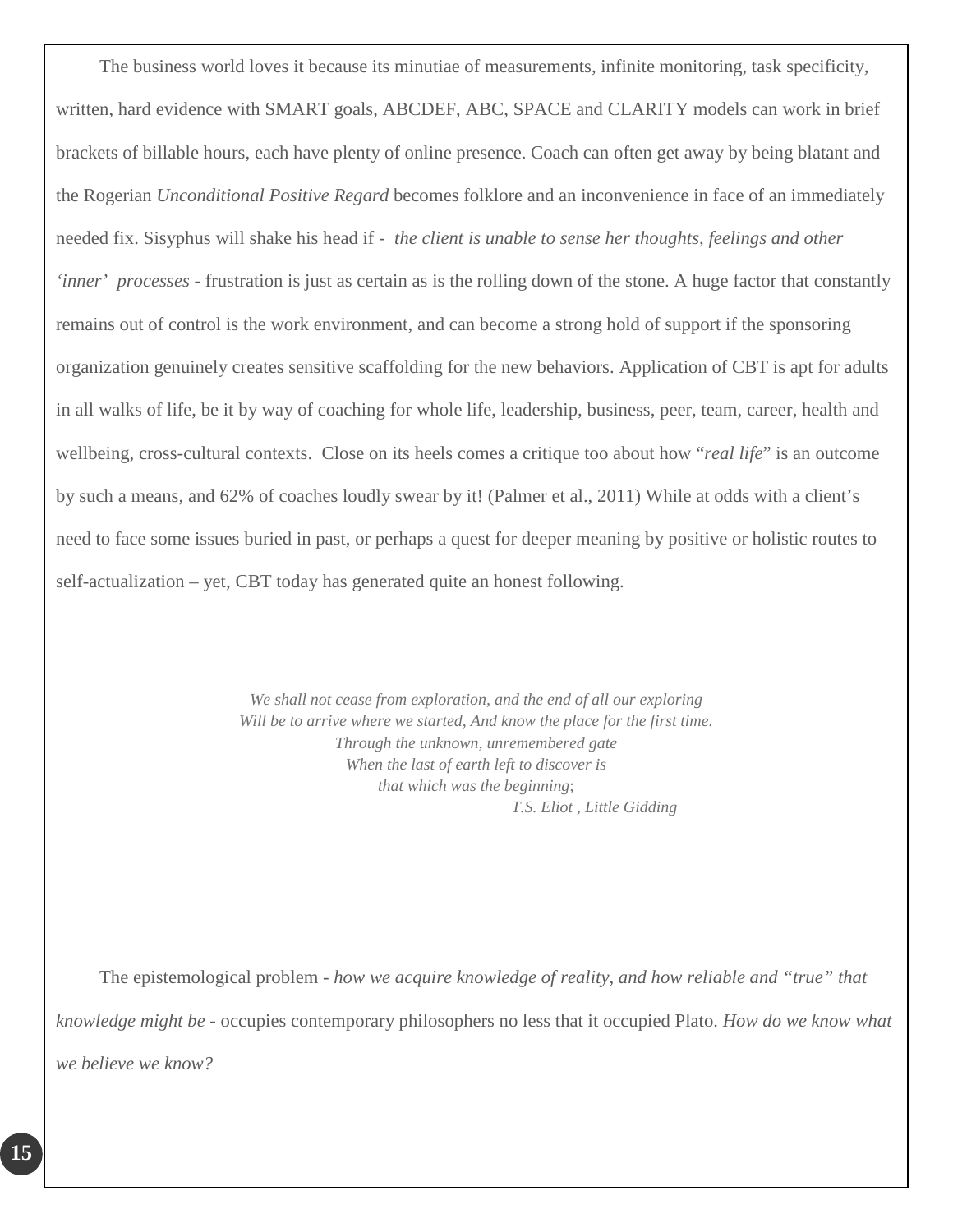The business world loves it because its minutiae of measurements, infinite monitoring, task specificity, written, hard evidence with SMART goals, ABCDEF, ABC, SPACE and CLARITY models can work in brief brackets of billable hours, each have plenty of online presence. Coach can often get away by being blatant and the Rogerian *Unconditional Positive Regard* becomes folklore and an inconvenience in face of an immediately needed fix. Sisyphus will shake his head if - *the client is unable to sense her thoughts, feelings and other 'inner' processes* - frustration is just as certain as is the rolling down of the stone. A huge factor that constantly remains out of control is the work environment, and can become a strong hold of support if the sponsoring organization genuinely creates sensitive scaffolding for the new behaviors. Application of CBT is apt for adults in all walks of life, be it by way of coaching for whole life, leadership, business, peer, team, career, health and wellbeing, cross-cultural contexts. Close on its heels comes a critique too about how "*real life*" is an outcome by such a means, and 62% of coaches loudly swear by it! (Palmer et al., 2011) While at odds with a client's need to face some issues buried in past, or perhaps a quest for deeper meaning by positive or holistic routes to self-actualization – yet, CBT today has generated quite an honest following.

*We shall not cease from exploration, and the end of all our exploring*
*Will be to arrive where we started, And know the place for the first time.*
*Through the unknown, unremembered gate*
*When the last of earth left to discover is*
*that which was the beginning*;
*T.S. Eliot , Little Gidding*

The epistemological problem - *how we acquire knowledge of reality, and how reliable and "true" that knowledge might be* - occupies contemporary philosophers no less that it occupied Plato. *How do we know what we believe we know?*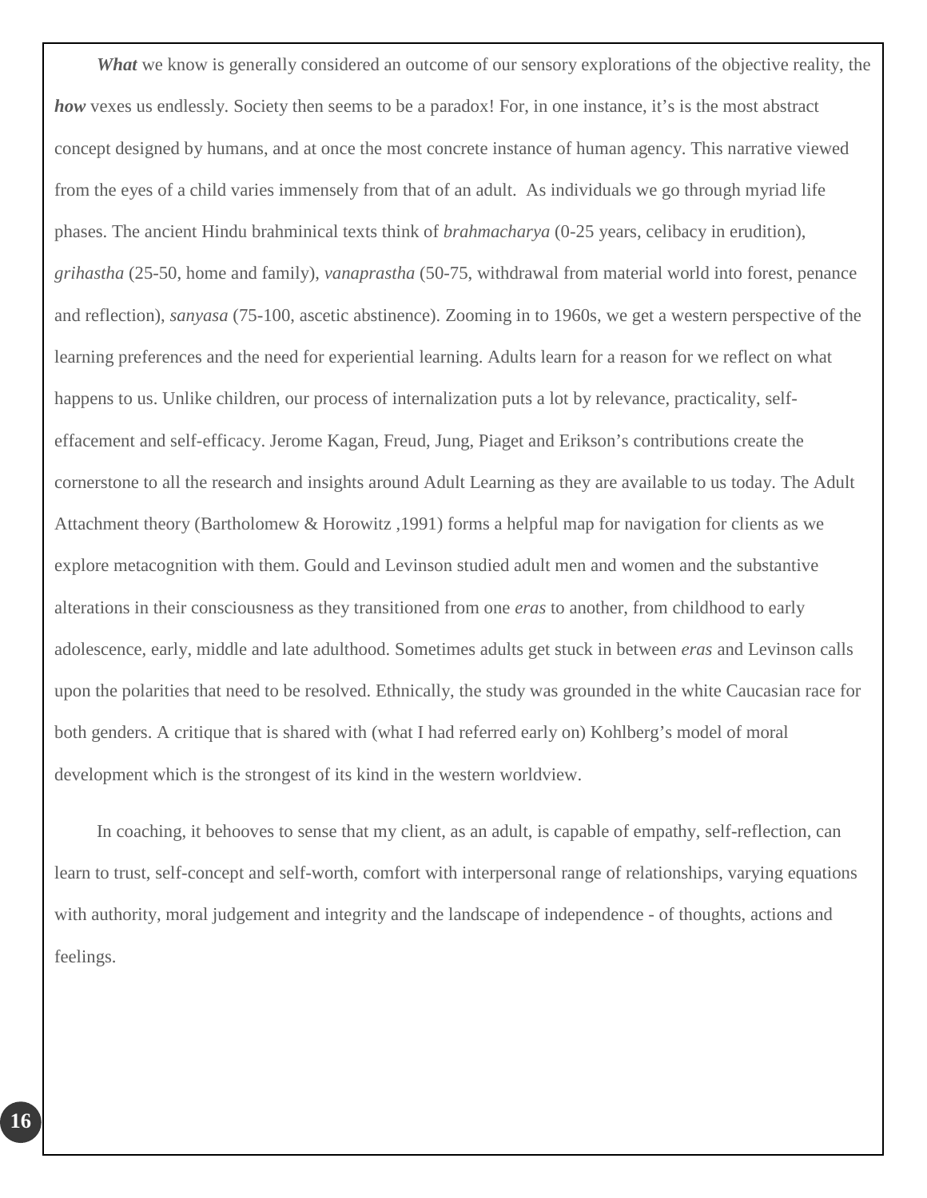***What*** we know is generally considered an outcome of our sensory explorations of the objective reality, the ***how*** vexes us endlessly. Society then seems to be a paradox! For, in one instance, it's is the most abstract concept designed by humans, and at once the most concrete instance of human agency. This narrative viewed from the eyes of a child varies immensely from that of an adult. As individuals we go through myriad life phases. The ancient Hindu brahminical texts think of *brahmacharya* (0-25 years, celibacy in erudition), *grihastha* (25-50, home and family), *vanaprastha* (50-75, withdrawal from material world into forest, penance and reflection), *sanyasa* (75-100, ascetic abstinence). Zooming in to 1960s, we get a western perspective of the learning preferences and the need for experiential learning. Adults learn for a reason for we reflect on what happens to us. Unlike children, our process of internalization puts a lot by relevance, practicality, self-effacement and self-efficacy. Jerome Kagan, Freud, Jung, Piaget and Erikson's contributions create the cornerstone to all the research and insights around Adult Learning as they are available to us today. The Adult Attachment theory (Bartholomew & Horowitz ,1991) forms a helpful map for navigation for clients as we explore metacognition with them. Gould and Levinson studied adult men and women and the substantive alterations in their consciousness as they transitioned from one *eras* to another, from childhood to early adolescence, early, middle and late adulthood. Sometimes adults get stuck in between *eras* and Levinson calls upon the polarities that need to be resolved. Ethnically, the study was grounded in the white Caucasian race for both genders. A critique that is shared with (what I had referred early on) Kohlberg's model of moral development which is the strongest of its kind in the western worldview.

In coaching, it behooves to sense that my client, as an adult, is capable of empathy, self-reflection, can learn to trust, self-concept and self-worth, comfort with interpersonal range of relationships, varying equations with authority, moral judgement and integrity and the landscape of independence - of thoughts, actions and feelings.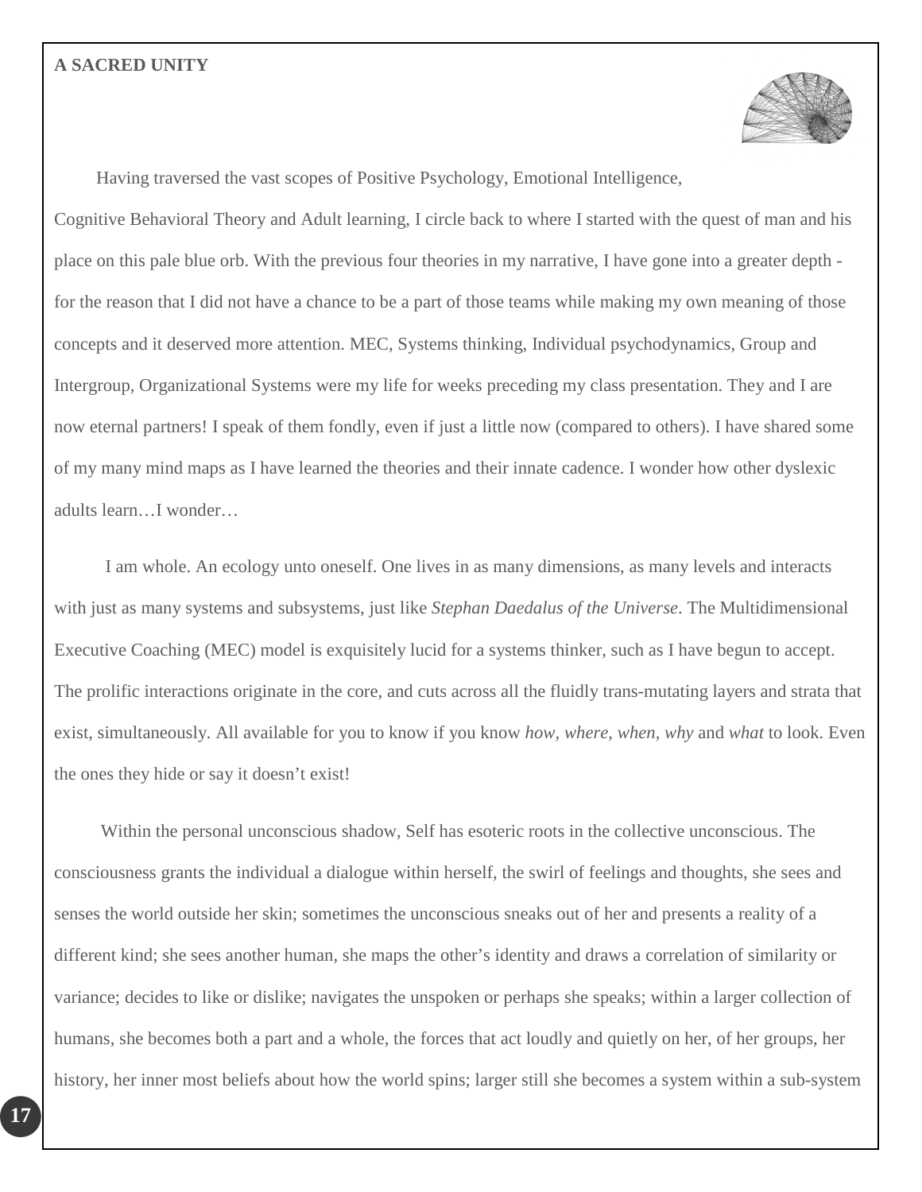**A SACRED UNITY**

Having traversed the vast scopes of Positive Psychology, Emotional Intelligence, Cognitive Behavioral Theory and Adult learning, I circle back to where I started with the quest of man and his place on this pale blue orb. With the previous four theories in my narrative, I have gone into a greater depth - for the reason that I did not have a chance to be a part of those teams while making my own meaning of those concepts and it deserved more attention. MEC, Systems thinking, Individual psychodynamics, Group and Intergroup, Organizational Systems were my life for weeks preceding my class presentation. They and I are now eternal partners! I speak of them fondly, even if just a little now (compared to others). I have shared some of my many mind maps as I have learned the theories and their innate cadence. I wonder how other dyslexic adults learn…I wonder…

I am whole. An ecology unto oneself. One lives in as many dimensions, as many levels and interacts with just as many systems and subsystems, just like *Stephan Daedalus of the Universe*. The Multidimensional Executive Coaching (MEC) model is exquisitely lucid for a systems thinker, such as I have begun to accept. The prolific interactions originate in the core, and cuts across all the fluidly trans-mutating layers and strata that exist, simultaneously. All available for you to know if you know *how, where, when, why* and *what* to look. Even the ones they hide or say it doesn't exist!

Within the personal unconscious shadow, Self has esoteric roots in the collective unconscious. The consciousness grants the individual a dialogue within herself, the swirl of feelings and thoughts, she sees and senses the world outside her skin; sometimes the unconscious sneaks out of her and presents a reality of a different kind; she sees another human, she maps the other's identity and draws a correlation of similarity or variance; decides to like or dislike; navigates the unspoken or perhaps she speaks; within a larger collection of humans, she becomes both a part and a whole, the forces that act loudly and quietly on her, of her groups, her history, her inner most beliefs about how the world spins; larger still she becomes a system within a sub-system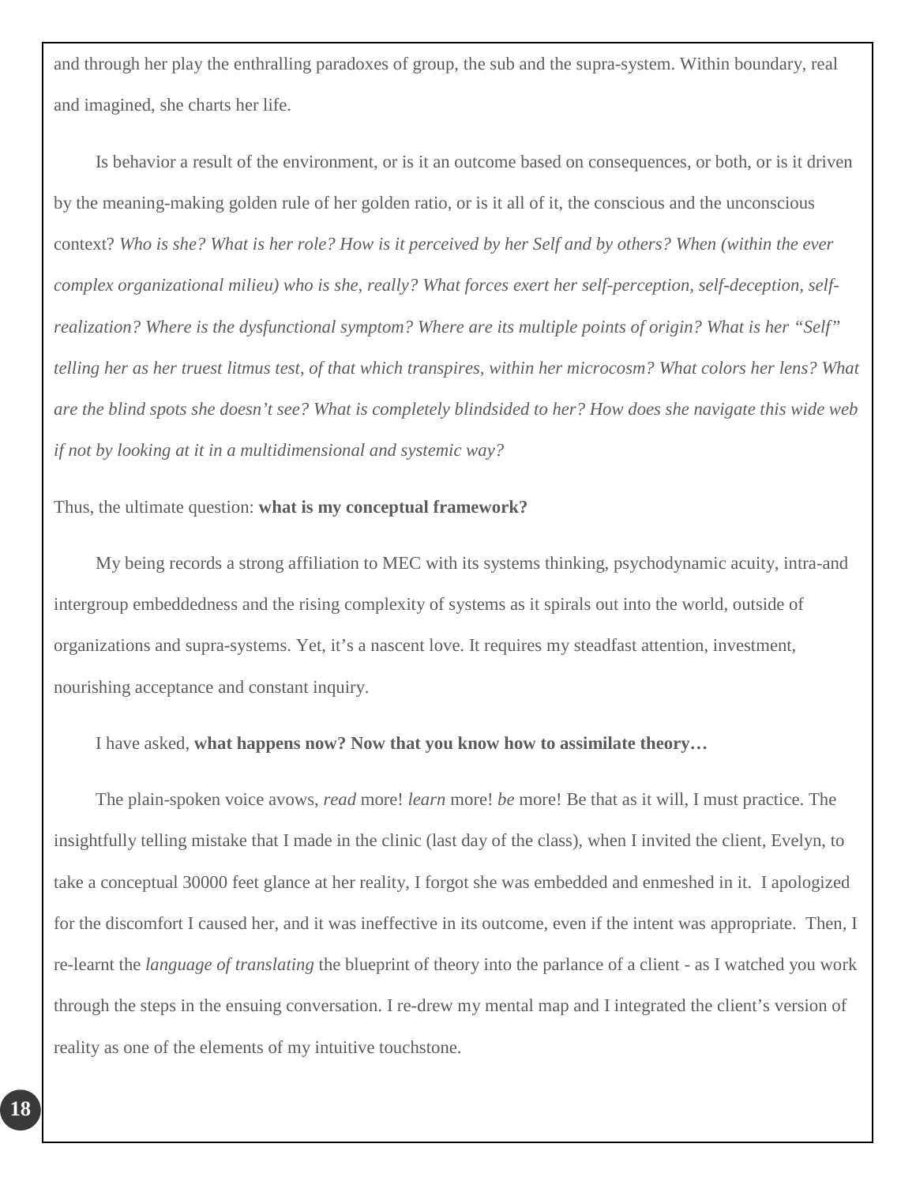and through her play the enthralling paradoxes of group, the sub and the supra-system. Within boundary, real and imagined, she charts her life.

Is behavior a result of the environment, or is it an outcome based on consequences, or both, or is it driven by the meaning-making golden rule of her golden ratio, or is it all of it, the conscious and the unconscious context? *Who is she? What is her role? How is it perceived by her Self and by others? When (within the ever complex organizational milieu) who is she, really? What forces exert her self-perception, self-deception, self-realization? Where is the dysfunctional symptom? Where are its multiple points of origin? What is her "Self" telling her as her truest litmus test, of that which transpires, within her microcosm? What colors her lens? What are the blind spots she doesn't see? What is completely blindsided to her? How does she navigate this wide web if not by looking at it in a multidimensional and systemic way?*

Thus, the ultimate question: **what is my conceptual framework?**

My being records a strong affiliation to MEC with its systems thinking, psychodynamic acuity, intra-and intergroup embeddedness and the rising complexity of systems as it spirals out into the world, outside of organizations and supra-systems. Yet, it's a nascent love. It requires my steadfast attention, investment, nourishing acceptance and constant inquiry.

I have asked, **what happens now? Now that you know how to assimilate theory…**

The plain-spoken voice avows, *read* more! *learn* more! *be* more! Be that as it will, I must practice. The insightfully telling mistake that I made in the clinic (last day of the class), when I invited the client, Evelyn, to take a conceptual 30000 feet glance at her reality, I forgot she was embedded and enmeshed in it. I apologized for the discomfort I caused her, and it was ineffective in its outcome, even if the intent was appropriate. Then, I re-learnt the *language of translating* the blueprint of theory into the parlance of a client - as I watched you work through the steps in the ensuing conversation. I re-drew my mental map and I integrated the client's version of reality as one of the elements of my intuitive touchstone.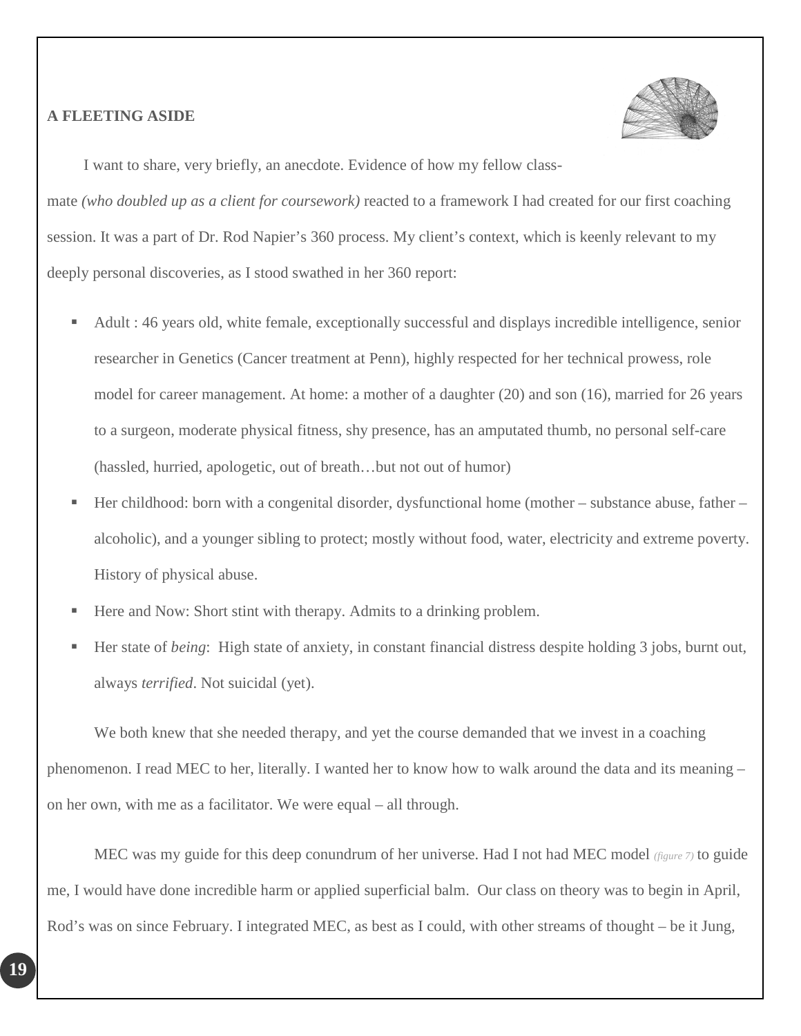**A FLEETING ASIDE**

I want to share, very briefly, an anecdote. Evidence of how my fellow class-mate *(who doubled up as a client for coursework)* reacted to a framework I had created for our first coaching session. It was a part of Dr. Rod Napier's 360 process. My client's context, which is keenly relevant to my deeply personal discoveries, as I stood swathed in her 360 report:

- Adult : 46 years old, white female, exceptionally successful and displays incredible intelligence, senior researcher in Genetics (Cancer treatment at Penn), highly respected for her technical prowess, role model for career management. At home: a mother of a daughter (20) and son (16), married for 26 years to a surgeon, moderate physical fitness, shy presence, has an amputated thumb, no personal self-care (hassled, hurried, apologetic, out of breath…but not out of humor)
- Her childhood: born with a congenital disorder, dysfunctional home (mother – substance abuse, father – alcoholic), and a younger sibling to protect; mostly without food, water, electricity and extreme poverty. History of physical abuse.
- Here and Now: Short stint with therapy. Admits to a drinking problem.
- Her state of *being*: High state of anxiety, in constant financial distress despite holding 3 jobs, burnt out, always *terrified*. Not suicidal (yet).

We both knew that she needed therapy, and yet the course demanded that we invest in a coaching phenomenon. I read MEC to her, literally. I wanted her to know how to walk around the data and its meaning – on her own, with me as a facilitator. We were equal – all through.

MEC was my guide for this deep conundrum of her universe. Had I not had MEC model *(figure 7)* to guide me, I would have done incredible harm or applied superficial balm. Our class on theory was to begin in April, Rod's was on since February. I integrated MEC, as best as I could, with other streams of thought – be it Jung,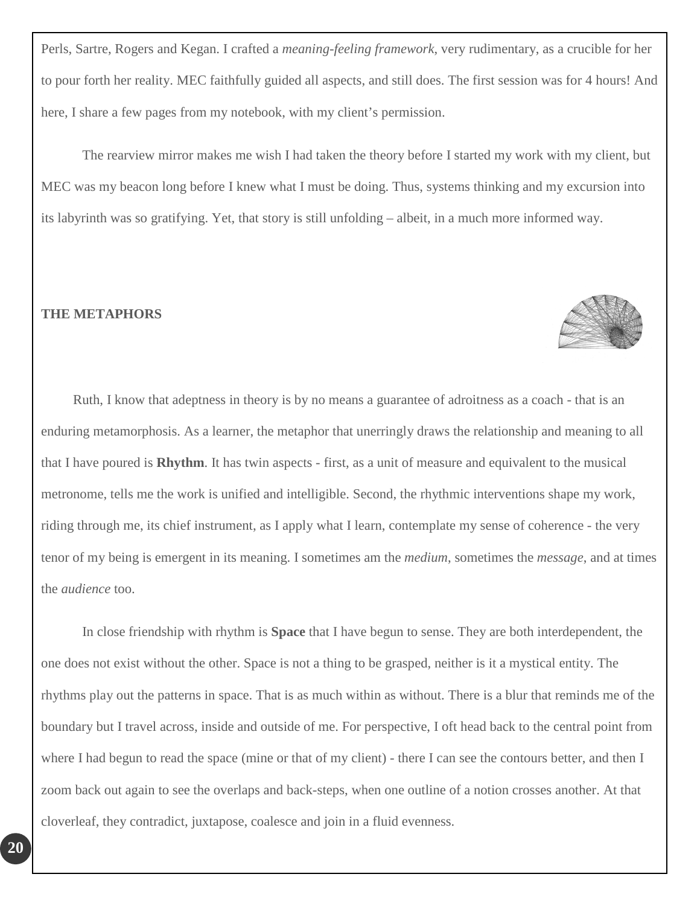Perls, Sartre, Rogers and Kegan. I crafted a *meaning-feeling framework*, very rudimentary, as a crucible for her to pour forth her reality. MEC faithfully guided all aspects, and still does. The first session was for 4 hours! And here, I share a few pages from my notebook, with my client's permission.

The rearview mirror makes me wish I had taken the theory before I started my work with my client, but MEC was my beacon long before I knew what I must be doing. Thus, systems thinking and my excursion into its labyrinth was so gratifying. Yet, that story is still unfolding – albeit, in a much more informed way.

## THE METAPHORS

Ruth, I know that adeptness in theory is by no means a guarantee of adroitness as a coach - that is an enduring metamorphosis. As a learner, the metaphor that unerringly draws the relationship and meaning to all that I have poured is **Rhythm**. It has twin aspects - first, as a unit of measure and equivalent to the musical metronome, tells me the work is unified and intelligible. Second, the rhythmic interventions shape my work, riding through me, its chief instrument, as I apply what I learn, contemplate my sense of coherence - the very tenor of my being is emergent in its meaning. I sometimes am the *medium*, sometimes the *message*, and at times the *audience* too.

In close friendship with rhythm is **Space** that I have begun to sense. They are both interdependent, the one does not exist without the other. Space is not a thing to be grasped, neither is it a mystical entity. The rhythms play out the patterns in space. That is as much within as without. There is a blur that reminds me of the boundary but I travel across, inside and outside of me. For perspective, I oft head back to the central point from where I had begun to read the space (mine or that of my client) - there I can see the contours better, and then I zoom back out again to see the overlaps and back-steps, when one outline of a notion crosses another. At that cloverleaf, they contradict, juxtapose, coalesce and join in a fluid evenness.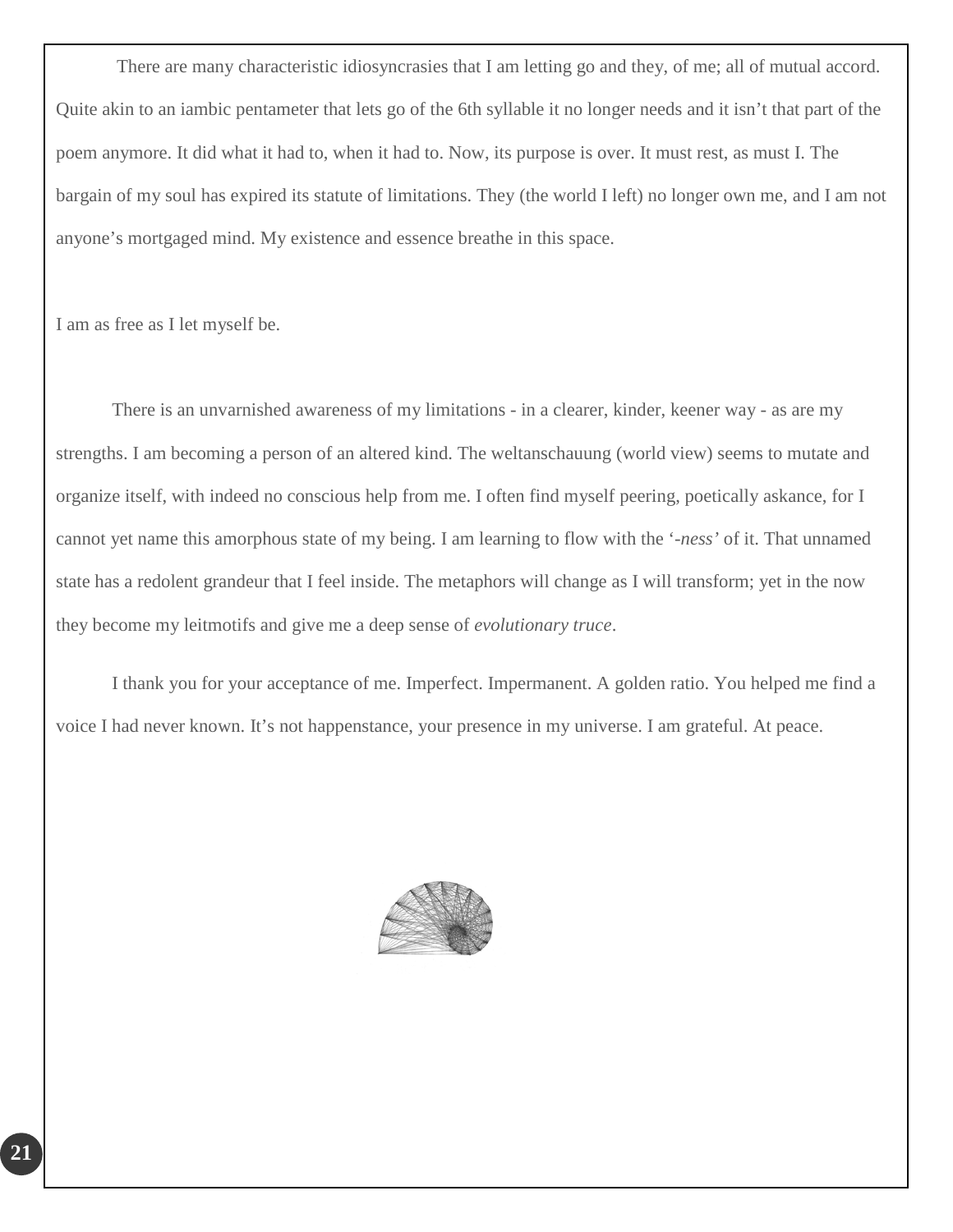There are many characteristic idiosyncrasies that I am letting go and they, of me; all of mutual accord. Quite akin to an iambic pentameter that lets go of the 6th syllable it no longer needs and it isn't that part of the poem anymore. It did what it had to, when it had to. Now, its purpose is over. It must rest, as must I. The bargain of my soul has expired its statute of limitations. They (the world I left) no longer own me, and I am not anyone's mortgaged mind. My existence and essence breathe in this space.

I am as free as I let myself be.

There is an unvarnished awareness of my limitations - in a clearer, kinder, keener way - as are my strengths. I am becoming a person of an altered kind. The weltanschauung (world view) seems to mutate and organize itself, with indeed no conscious help from me. I often find myself peering, poetically askance, for I cannot yet name this amorphous state of my being. I am learning to flow with the *'-ness'* of it. That unnamed state has a redolent grandeur that I feel inside. The metaphors will change as I will transform; yet in the now they become my leitmotifs and give me a deep sense of *evolutionary truce*.

I thank you for your acceptance of me. Imperfect. Impermanent. A golden ratio. You helped me find a voice I had never known. It's not happenstance, your presence in my universe. I am grateful. At peace.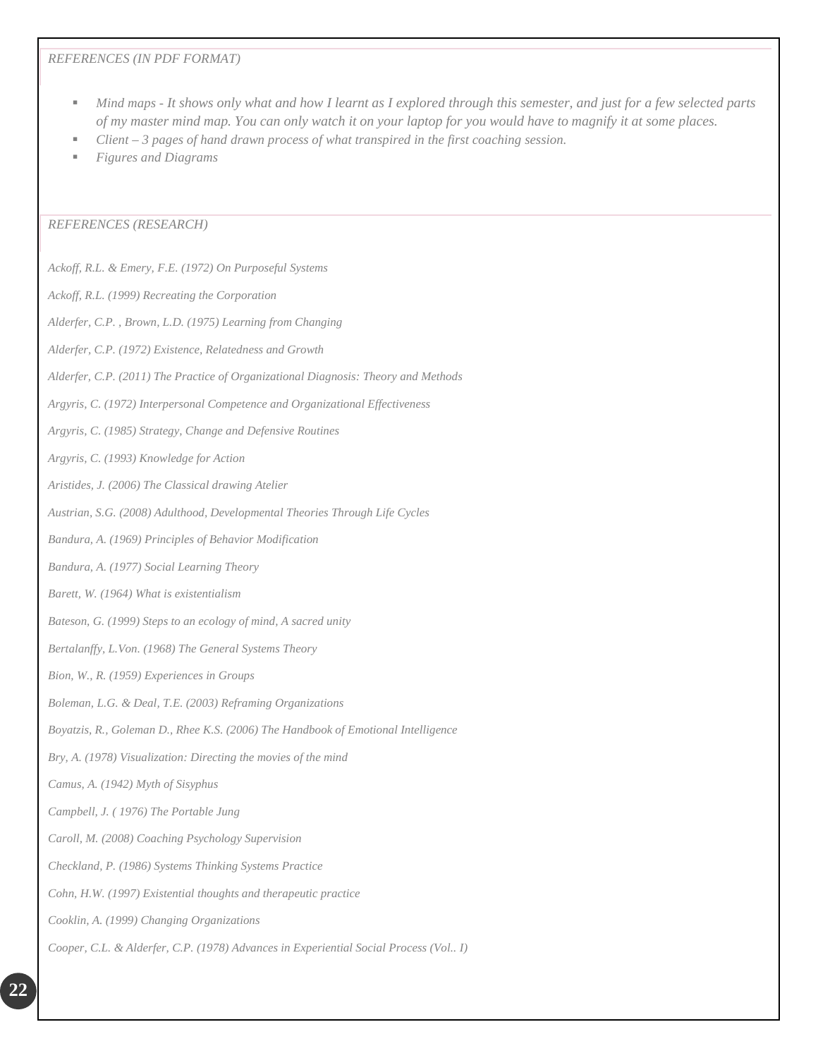## *REFERENCES (IN PDF FORMAT)*

- *Mind maps - It shows only what and how I learnt as I explored through this semester, and just for a few selected parts of my master mind map. You can only watch it on your laptop for you would have to magnify it at some places.*
- *Client – 3 pages of hand drawn process of what transpired in the first coaching session.*
- *Figures and Diagrams*

## *REFERENCES (RESEARCH)*

*Ackoff, R.L. & Emery, F.E. (1972) On Purposeful Systems*

*Ackoff, R.L. (1999) Recreating the Corporation*

*Alderfer, C.P. , Brown, L.D. (1975) Learning from Changing*

*Alderfer, C.P. (1972) Existence, Relatedness and Growth*

*Alderfer, C.P. (2011) The Practice of Organizational Diagnosis: Theory and Methods*

*Argyris, C. (1972) Interpersonal Competence and Organizational Effectiveness*

*Argyris, C. (1985) Strategy, Change and Defensive Routines*

*Argyris, C. (1993) Knowledge for Action*

*Aristides, J. (2006) The Classical drawing Atelier*

*Austrian, S.G. (2008) Adulthood, Developmental Theories Through Life Cycles*

*Bandura, A. (1969) Principles of Behavior Modification*

*Bandura, A. (1977) Social Learning Theory*

*Barett, W. (1964) What is existentialism*

*Bateson, G. (1999) Steps to an ecology of mind, A sacred unity*

*Bertalanffy, L.Von. (1968) The General Systems Theory*

*Bion, W., R. (1959) Experiences in Groups*

*Boleman, L.G. & Deal, T.E. (2003) Reframing Organizations*

*Boyatzis, R., Goleman D., Rhee K.S. (2006) The Handbook of Emotional Intelligence*

*Bry, A. (1978) Visualization: Directing the movies of the mind*

*Camus, A. (1942) Myth of Sisyphus*

*Campbell, J. ( 1976) The Portable Jung*

*Caroll, M. (2008) Coaching Psychology Supervision*

*Checkland, P. (1986) Systems Thinking Systems Practice*

*Cohn, H.W. (1997) Existential thoughts and therapeutic practice*

*Cooklin, A. (1999) Changing Organizations*

*Cooper, C.L. & Alderfer, C.P. (1978) Advances in Experiential Social Process (Vol.. I)*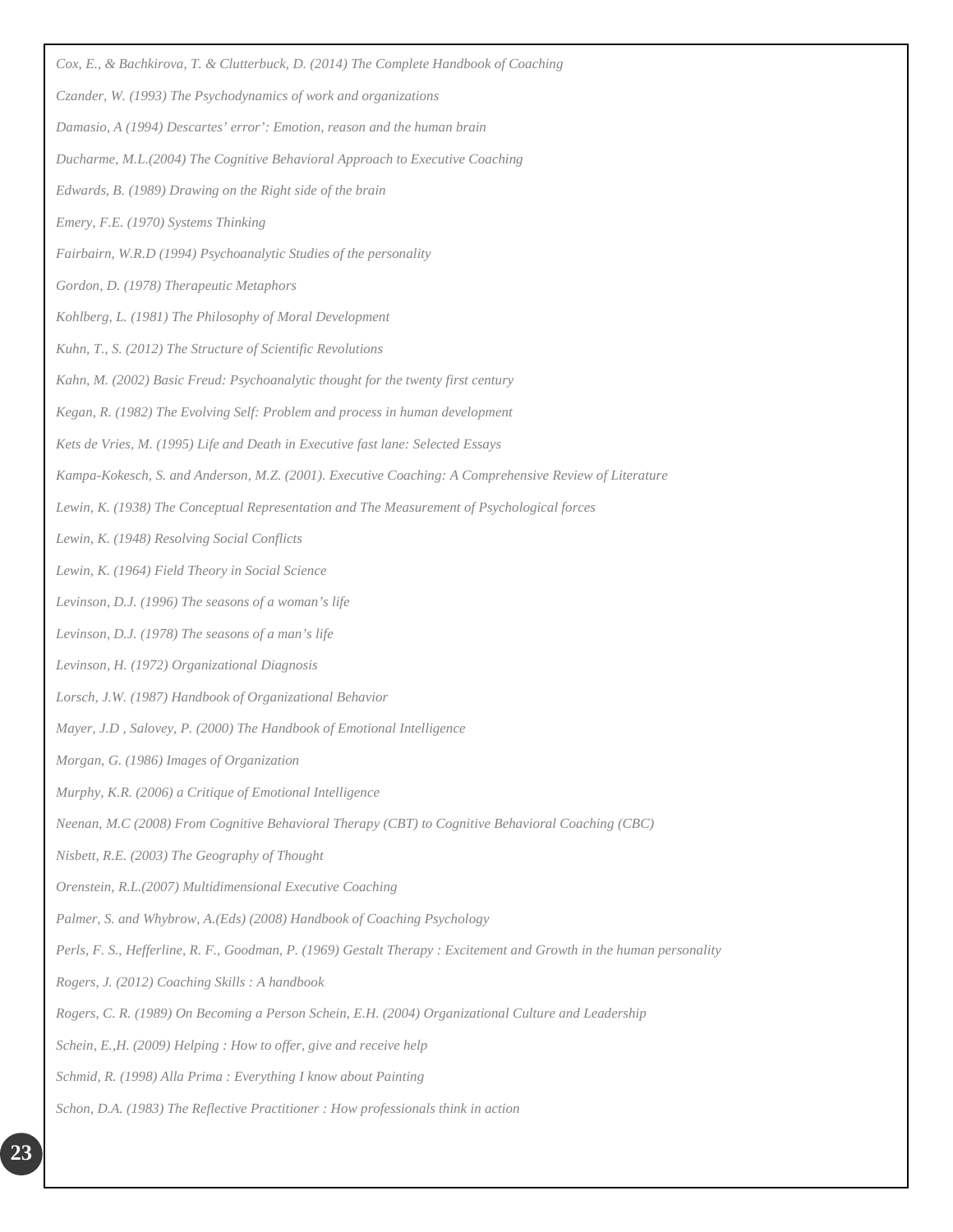*Cox, E., & Bachkirova, T. & Clutterbuck, D. (2014) The Complete Handbook of Coaching*

*Czander, W. (1993) The Psychodynamics of work and organizations*

*Damasio, A (1994) Descartes' error': Emotion, reason and the human brain*

*Ducharme, M.L.(2004) The Cognitive Behavioral Approach to Executive Coaching*

*Edwards, B. (1989) Drawing on the Right side of the brain*

*Emery, F.E. (1970) Systems Thinking*

*Fairbairn, W.R.D (1994) Psychoanalytic Studies of the personality*

*Gordon, D. (1978) Therapeutic Metaphors*

*Kohlberg, L. (1981) The Philosophy of Moral Development*

*Kuhn, T., S. (2012) The Structure of Scientific Revolutions*

*Kahn, M. (2002) Basic Freud: Psychoanalytic thought for the twenty first century*

*Kegan, R. (1982) The Evolving Self: Problem and process in human development*

*Kets de Vries, M. (1995) Life and Death in Executive fast lane: Selected Essays*

*Kampa-Kokesch, S. and Anderson, M.Z. (2001). Executive Coaching: A Comprehensive Review of Literature*

*Lewin, K. (1938) The Conceptual Representation and The Measurement of Psychological forces*

*Lewin, K. (1948) Resolving Social Conflicts*

*Lewin, K. (1964) Field Theory in Social Science*

*Levinson, D.J. (1996) The seasons of a woman's life*

*Levinson, D.J. (1978) The seasons of a man's life*

*Levinson, H. (1972) Organizational Diagnosis*

*Lorsch, J.W. (1987) Handbook of Organizational Behavior*

*Mayer, J.D , Salovey, P. (2000) The Handbook of Emotional Intelligence*

*Morgan, G. (1986) Images of Organization*

*Murphy, K.R. (2006) a Critique of Emotional Intelligence*

*Neenan, M.C (2008) From Cognitive Behavioral Therapy (CBT) to Cognitive Behavioral Coaching (CBC)*

*Nisbett, R.E. (2003) The Geography of Thought*

*Orenstein, R.L.(2007) Multidimensional Executive Coaching*

*Palmer, S. and Whybrow, A.(Eds) (2008) Handbook of Coaching Psychology*

*Perls, F. S., Hefferline, R. F., Goodman, P. (1969) Gestalt Therapy : Excitement and Growth in the human personality*

*Rogers, J. (2012) Coaching Skills : A handbook*

*Rogers, C. R. (1989) On Becoming a Person Schein, E.H. (2004) Organizational Culture and Leadership*

*Schein, E.,H. (2009) Helping : How to offer, give and receive help*

*Schmid, R. (1998) Alla Prima : Everything I know about Painting*

*Schon, D.A. (1983) The Reflective Practitioner : How professionals think in action*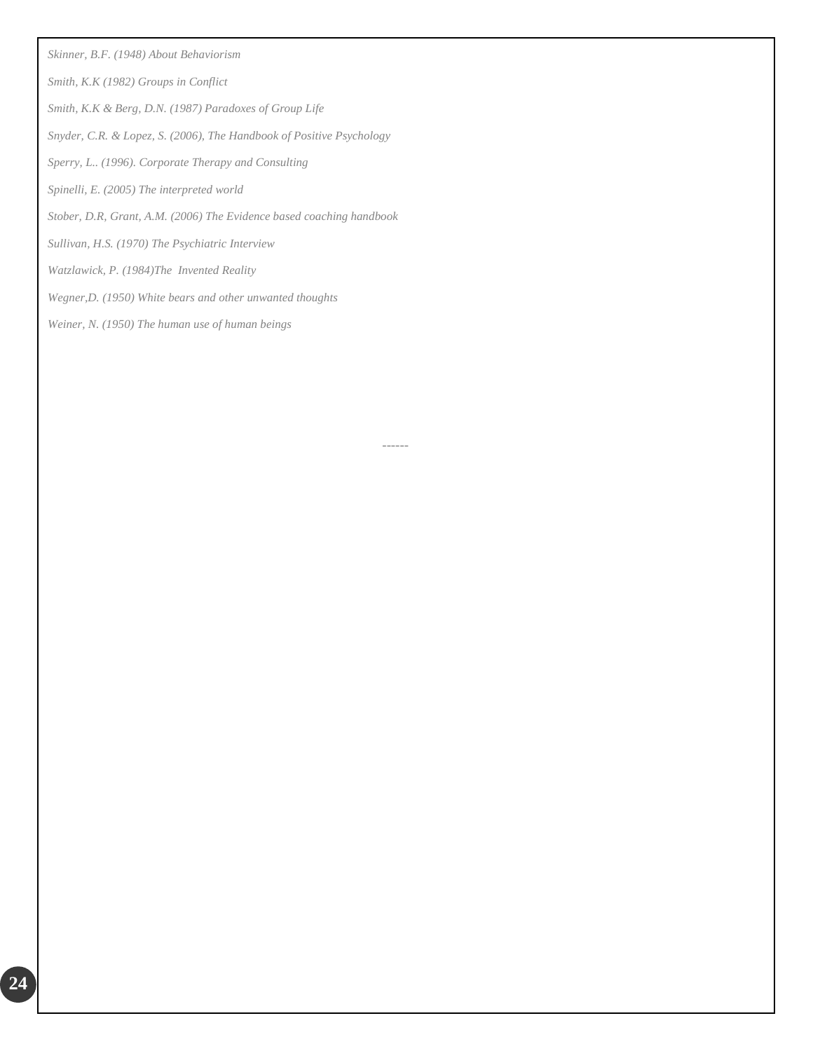*Skinner, B.F. (1948) About Behaviorism*

*Smith, K.K (1982) Groups in Conflict*

*Smith, K.K & Berg, D.N. (1987) Paradoxes of Group Life*

*Snyder, C.R. & Lopez, S. (2006), The Handbook of Positive Psychology*

*Sperry, L.. (1996). Corporate Therapy and Consulting*

*Spinelli, E. (2005) The interpreted world*

*Stober, D.R, Grant, A.M. (2006) The Evidence based coaching handbook*

*Sullivan, H.S. (1970) The Psychiatric Interview*

*Watzlawick, P. (1984)The Invented Reality*

*Wegner,D. (1950) White bears and other unwanted thoughts*

*Weiner, N. (1950) The human use of human beings*

------